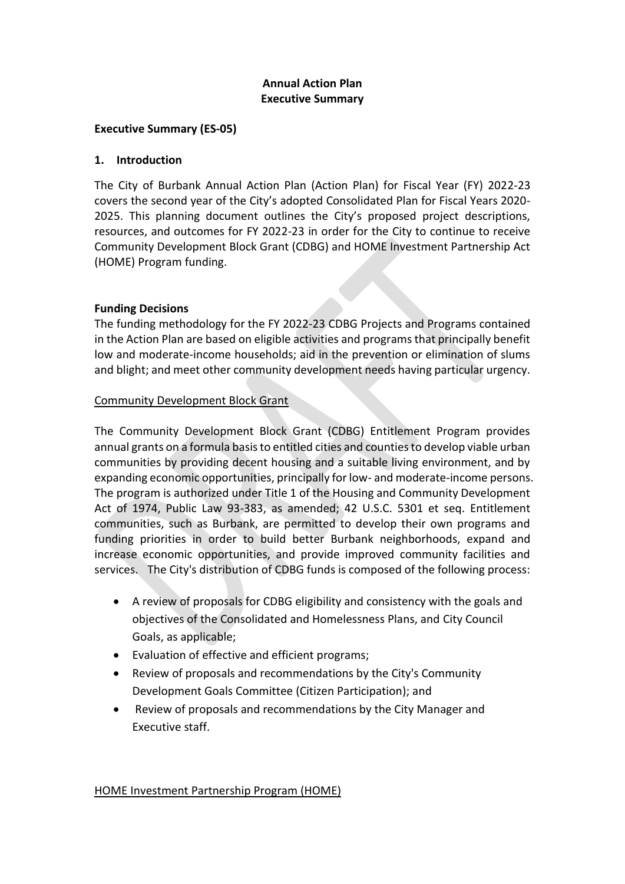**Annual Action Plan**
**Executive Summary**

**Executive Summary (ES-05)**

**1. Introduction**

The City of Burbank Annual Action Plan (Action Plan) for Fiscal Year (FY) 2022-23 covers the second year of the City's adopted Consolidated Plan for Fiscal Years 2020-2025. This planning document outlines the City's proposed project descriptions, resources, and outcomes for FY 2022-23 in order for the City to continue to receive Community Development Block Grant (CDBG) and HOME Investment Partnership Act (HOME) Program funding.

**Funding Decisions**

The funding methodology for the FY 2022-23 CDBG Projects and Programs contained in the Action Plan are based on eligible activities and programs that principally benefit low and moderate-income households; aid in the prevention or elimination of slums and blight; and meet other community development needs having particular urgency.

<u>Community Development Block Grant</u>

The Community Development Block Grant (CDBG) Entitlement Program provides annual grants on a formula basis to entitled cities and counties to develop viable urban communities by providing decent housing and a suitable living environment, and by expanding economic opportunities, principally for low- and moderate-income persons. The program is authorized under Title 1 of the Housing and Community Development Act of 1974, Public Law 93-383, as amended; 42 U.S.C. 5301 et seq. Entitlement communities, such as Burbank, are permitted to develop their own programs and funding priorities in order to build better Burbank neighborhoods, expand and increase economic opportunities, and provide improved community facilities and services. The City's distribution of CDBG funds is composed of the following process:

- A review of proposals for CDBG eligibility and consistency with the goals and objectives of the Consolidated and Homelessness Plans, and City Council Goals, as applicable;
- Evaluation of effective and efficient programs;
- Review of proposals and recommendations by the City's Community Development Goals Committee (Citizen Participation); and
- Review of proposals and recommendations by the City Manager and Executive staff.

<u>HOME Investment Partnership Program (HOME)</u>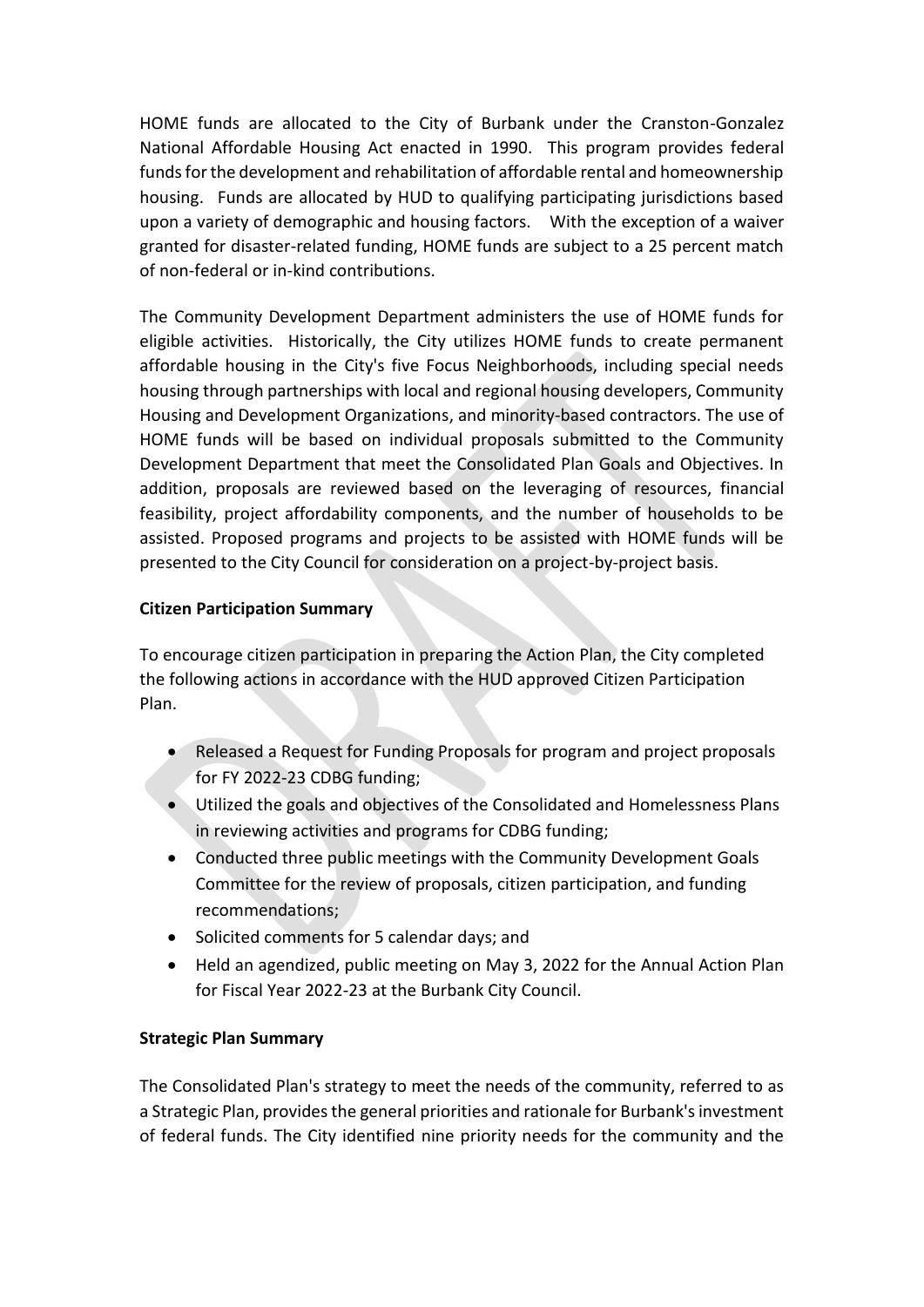HOME funds are allocated to the City of Burbank under the Cranston-Gonzalez National Affordable Housing Act enacted in 1990. This program provides federal funds for the development and rehabilitation of affordable rental and homeownership housing. Funds are allocated by HUD to qualifying participating jurisdictions based upon a variety of demographic and housing factors. With the exception of a waiver granted for disaster-related funding, HOME funds are subject to a 25 percent match of non-federal or in-kind contributions.

The Community Development Department administers the use of HOME funds for eligible activities. Historically, the City utilizes HOME funds to create permanent affordable housing in the City's five Focus Neighborhoods, including special needs housing through partnerships with local and regional housing developers, Community Housing and Development Organizations, and minority-based contractors. The use of HOME funds will be based on individual proposals submitted to the Community Development Department that meet the Consolidated Plan Goals and Objectives. In addition, proposals are reviewed based on the leveraging of resources, financial feasibility, project affordability components, and the number of households to be assisted. Proposed programs and projects to be assisted with HOME funds will be presented to the City Council for consideration on a project-by-project basis.

**Citizen Participation Summary**

To encourage citizen participation in preparing the Action Plan, the City completed the following actions in accordance with the HUD approved Citizen Participation Plan.

- Released a Request for Funding Proposals for program and project proposals for FY 2022-23 CDBG funding;
- Utilized the goals and objectives of the Consolidated and Homelessness Plans in reviewing activities and programs for CDBG funding;
- Conducted three public meetings with the Community Development Goals Committee for the review of proposals, citizen participation, and funding recommendations;
- Solicited comments for 5 calendar days; and
- Held an agendized, public meeting on May 3, 2022 for the Annual Action Plan for Fiscal Year 2022-23 at the Burbank City Council.

**Strategic Plan Summary**

The Consolidated Plan's strategy to meet the needs of the community, referred to as a Strategic Plan, provides the general priorities and rationale for Burbank's investment of federal funds. The City identified nine priority needs for the community and the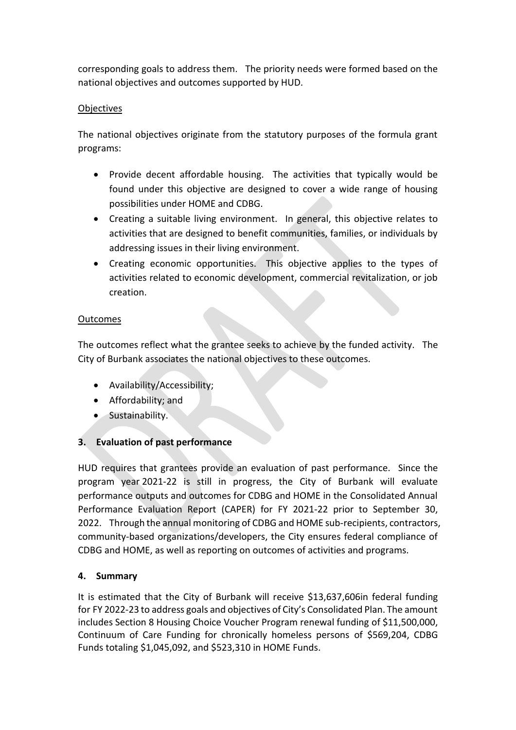corresponding goals to address them. The priority needs were formed based on the national objectives and outcomes supported by HUD.

Objectives

The national objectives originate from the statutory purposes of the formula grant programs:

- Provide decent affordable housing. The activities that typically would be found under this objective are designed to cover a wide range of housing possibilities under HOME and CDBG.
- Creating a suitable living environment. In general, this objective relates to activities that are designed to benefit communities, families, or individuals by addressing issues in their living environment.
- Creating economic opportunities. This objective applies to the types of activities related to economic development, commercial revitalization, or job creation.

Outcomes

The outcomes reflect what the grantee seeks to achieve by the funded activity. The City of Burbank associates the national objectives to these outcomes.

- Availability/Accessibility;
- Affordability; and
- Sustainability.

### 3. Evaluation of past performance

HUD requires that grantees provide an evaluation of past performance. Since the program year 2021-22 is still in progress, the City of Burbank will evaluate performance outputs and outcomes for CDBG and HOME in the Consolidated Annual Performance Evaluation Report (CAPER) for FY 2021-22 prior to September 30, 2022. Through the annual monitoring of CDBG and HOME sub-recipients, contractors, community-based organizations/developers, the City ensures federal compliance of CDBG and HOME, as well as reporting on outcomes of activities and programs.

### 4. Summary

It is estimated that the City of Burbank will receive $13,637,606in federal funding for FY 2022-23 to address goals and objectives of City's Consolidated Plan. The amount includes Section 8 Housing Choice Voucher Program renewal funding of $11,500,000, Continuum of Care Funding for chronically homeless persons of $569,204, CDBG Funds totaling $1,045,092, and $523,310 in HOME Funds.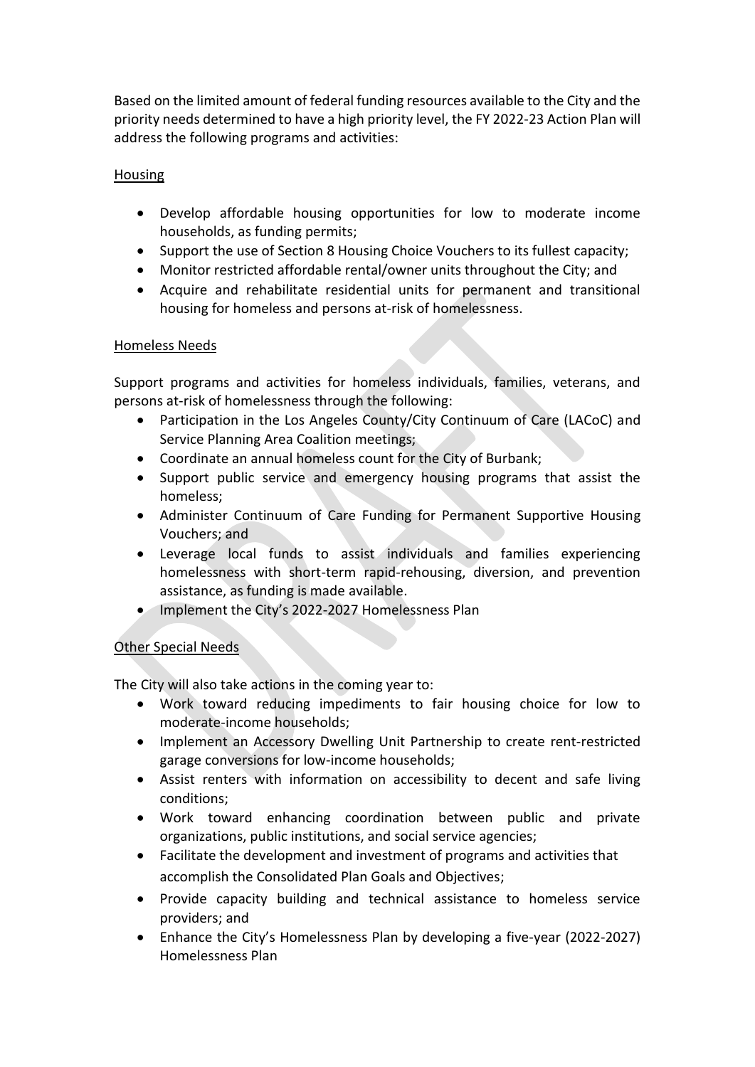Based on the limited amount of federal funding resources available to the City and the priority needs determined to have a high priority level, the FY 2022-23 Action Plan will address the following programs and activities:

Housing

- Develop affordable housing opportunities for low to moderate income households, as funding permits;
- Support the use of Section 8 Housing Choice Vouchers to its fullest capacity;
- Monitor restricted affordable rental/owner units throughout the City; and
- Acquire and rehabilitate residential units for permanent and transitional housing for homeless and persons at-risk of homelessness.

Homeless Needs

Support programs and activities for homeless individuals, families, veterans, and persons at-risk of homelessness through the following:

- Participation in the Los Angeles County/City Continuum of Care (LACoC) and Service Planning Area Coalition meetings;
- Coordinate an annual homeless count for the City of Burbank;
- Support public service and emergency housing programs that assist the homeless;
- Administer Continuum of Care Funding for Permanent Supportive Housing Vouchers; and
- Leverage local funds to assist individuals and families experiencing homelessness with short-term rapid-rehousing, diversion, and prevention assistance, as funding is made available.
- Implement the City's 2022-2027 Homelessness Plan

Other Special Needs

The City will also take actions in the coming year to:

- Work toward reducing impediments to fair housing choice for low to moderate-income households;
- Implement an Accessory Dwelling Unit Partnership to create rent-restricted garage conversions for low-income households;
- Assist renters with information on accessibility to decent and safe living conditions;
- Work toward enhancing coordination between public and private organizations, public institutions, and social service agencies;
- Facilitate the development and investment of programs and activities that accomplish the Consolidated Plan Goals and Objectives;
- Provide capacity building and technical assistance to homeless service providers; and
- Enhance the City's Homelessness Plan by developing a five-year (2022-2027) Homelessness Plan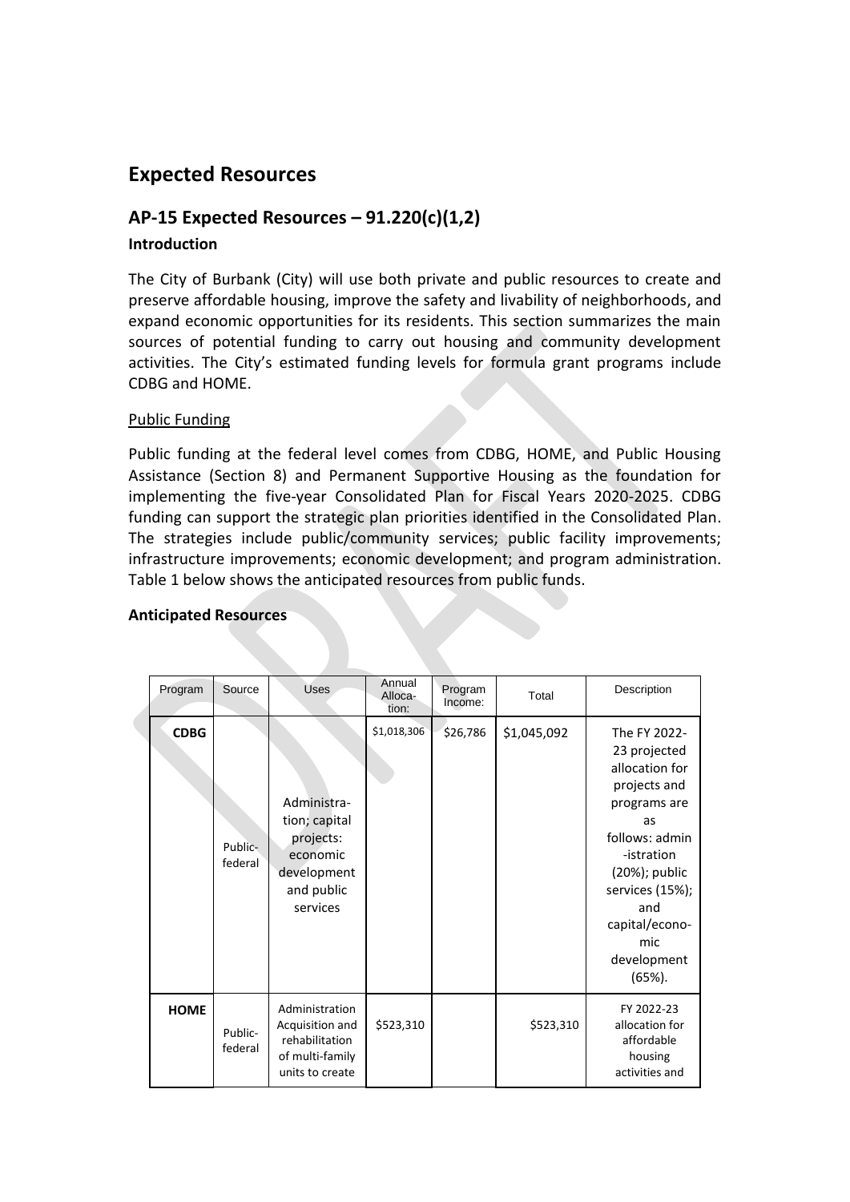# Expected Resources

## AP-15 Expected Resources – 91.220(c)(1,2)

### Introduction

The City of Burbank (City) will use both private and public resources to create and preserve affordable housing, improve the safety and livability of neighborhoods, and expand economic opportunities for its residents. This section summarizes the main sources of potential funding to carry out housing and community development activities. The City's estimated funding levels for formula grant programs include CDBG and HOME.

Public Funding

Public funding at the federal level comes from CDBG, HOME, and Public Housing Assistance (Section 8) and Permanent Supportive Housing as the foundation for implementing the five-year Consolidated Plan for Fiscal Years 2020-2025. CDBG funding can support the strategic plan priorities identified in the Consolidated Plan. The strategies include public/community services; public facility improvements; infrastructure improvements; economic development; and program administration. Table 1 below shows the anticipated resources from public funds.

**Anticipated Resources**

| Program | Source | Uses | Annual Allocation: | Program Income: | Total | Description |
|---|---|---|---|---|---|---|
| **CDBG** | Public-federal | Administration; capital projects: economic development and public services | $1,018,306 | $26,786 | $1,045,092 | The FY 2022-23 projected allocation for projects and programs are as follows: administration (20%); public services (15%); and capital/economic development (65%). |
| **HOME** | Public-federal | Administration Acquisition and rehabilitation of multi-family units to create | $523,310 | | $523,310 | FY 2022-23 allocation for affordable housing activities and |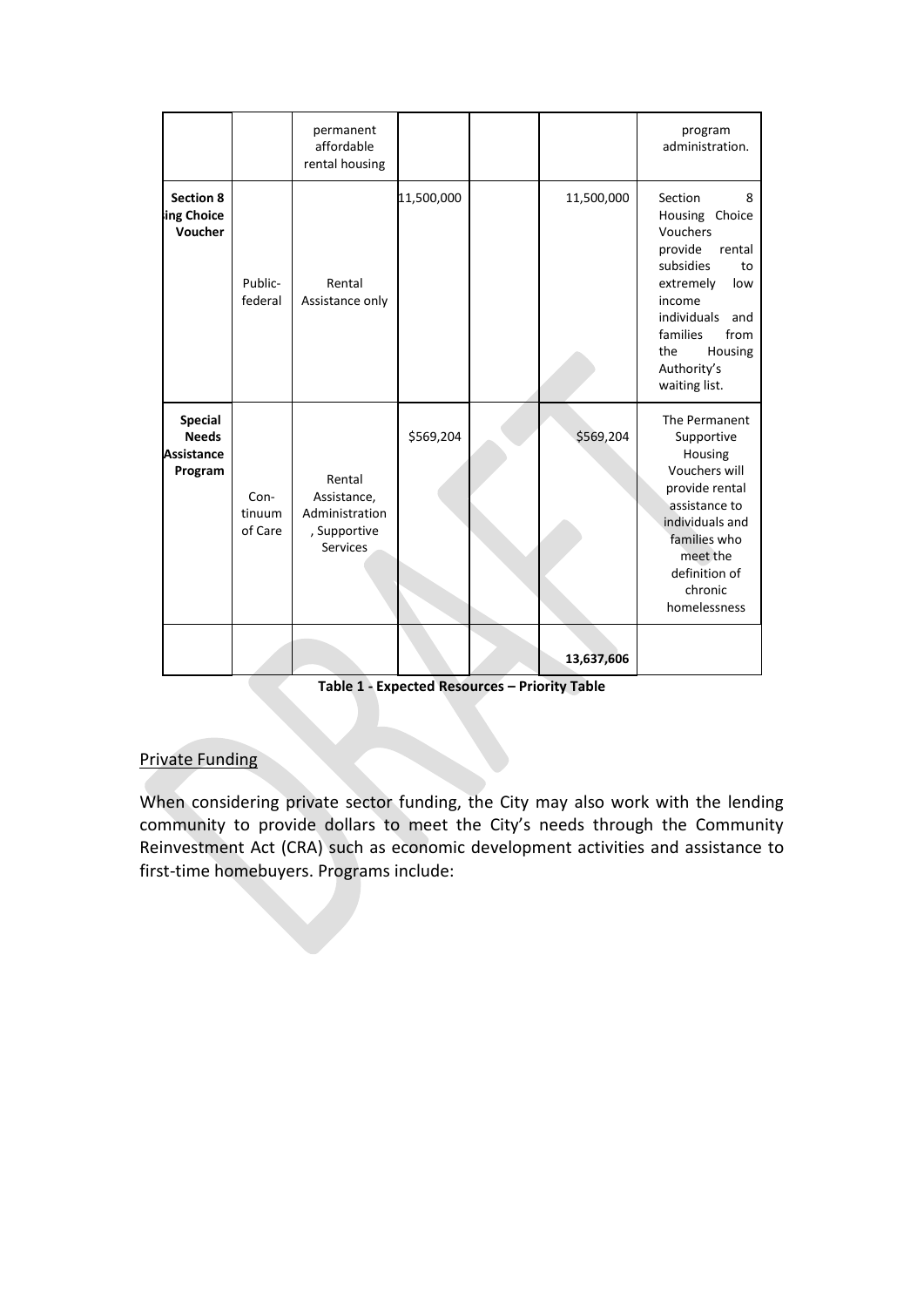| | | permanent affordable rental housing | | | | program administration. |
|---|---|---|---|---|---|---|
| **Section 8 ing Choice Voucher** | Public-federal | Rental Assistance only | 11,500,000 | | 11,500,000 | Section 8 Housing Choice Vouchers provide rental subsidies to extremely low income individuals and families from the Housing Authority's waiting list. |
| **Special Needs Assistance Program** | Con-tinuum of Care | Rental Assistance, Administration, Supportive Services | $569,204 | | $569,204 | The Permanent Supportive Housing Vouchers will provide rental assistance to individuals and families who meet the definition of chronic homelessness |
| | | | | | **13,637,606** | |

**Table 1 - Expected Resources – Priority Table**

Private Funding

When considering private sector funding, the City may also work with the lending community to provide dollars to meet the City's needs through the Community Reinvestment Act (CRA) such as economic development activities and assistance to first-time homebuyers. Programs include: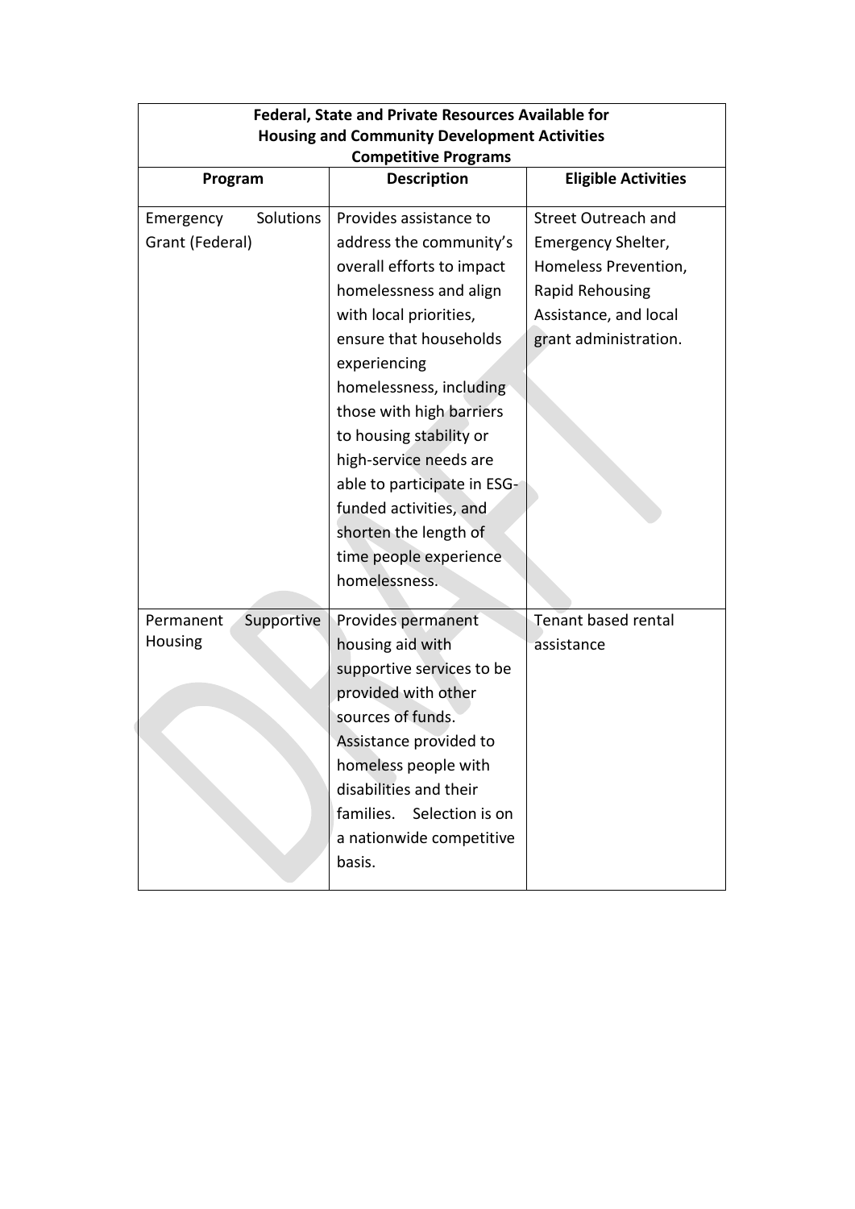| **Federal, State and Private Resources Available for Housing and Community Development Activities Competitive Programs** | | |
|---|---|---|
| **Program** | **Description** | **Eligible Activities** |
| Emergency Solutions Grant (Federal) | Provides assistance to address the community's overall efforts to impact homelessness and align with local priorities, ensure that households experiencing homelessness, including those with high barriers to housing stability or high-service needs are able to participate in ESG-funded activities, and shorten the length of time people experience homelessness. | Street Outreach and Emergency Shelter, Homeless Prevention, Rapid Rehousing Assistance, and local grant administration. |
| Permanent Supportive Housing | Provides permanent housing aid with supportive services to be provided with other sources of funds. Assistance provided to homeless people with disabilities and their families. Selection is on a nationwide competitive basis. | Tenant based rental assistance |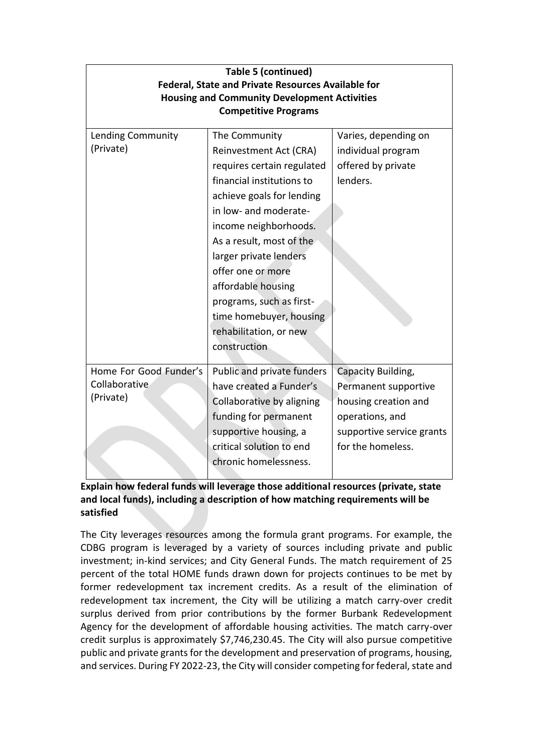| Table 5 (continued) Federal, State and Private Resources Available for Housing and Community Development Activities Competitive Programs | | |
|---|---|---|
| Lending Community (Private) | The Community Reinvestment Act (CRA) requires certain regulated financial institutions to achieve goals for lending in low- and moderate-income neighborhoods. As a result, most of the larger private lenders offer one or more affordable housing programs, such as first-time homebuyer, housing rehabilitation, or new construction | Varies, depending on individual program offered by private lenders. |
| Home For Good Funder's Collaborative (Private) | Public and private funders have created a Funder's Collaborative by aligning funding for permanent supportive housing, a critical solution to end chronic homelessness. | Capacity Building, Permanent supportive housing creation and operations, and supportive service grants for the homeless. |

**Explain how federal funds will leverage those additional resources (private, state and local funds), including a description of how matching requirements will be satisfied**

The City leverages resources among the formula grant programs. For example, the CDBG program is leveraged by a variety of sources including private and public investment; in-kind services; and City General Funds. The match requirement of 25 percent of the total HOME funds drawn down for projects continues to be met by former redevelopment tax increment credits. As a result of the elimination of redevelopment tax increment, the City will be utilizing a match carry-over credit surplus derived from prior contributions by the former Burbank Redevelopment Agency for the development of affordable housing activities. The match carry-over credit surplus is approximately $7,746,230.45. The City will also pursue competitive public and private grants for the development and preservation of programs, housing, and services. During FY 2022-23, the City will consider competing for federal, state and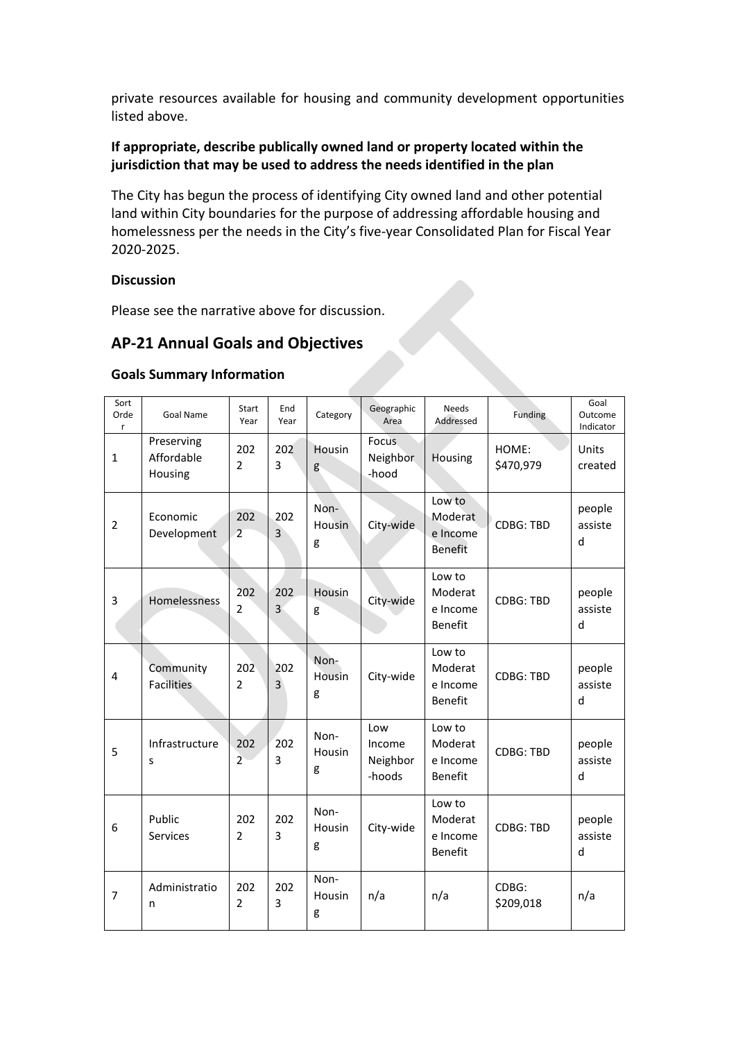private resources available for housing and community development opportunities listed above.

**If appropriate, describe publically owned land or property located within the jurisdiction that may be used to address the needs identified in the plan**

The City has begun the process of identifying City owned land and other potential land within City boundaries for the purpose of addressing affordable housing and homelessness per the needs in the City's five-year Consolidated Plan for Fiscal Year 2020-2025.

**Discussion**

Please see the narrative above for discussion.

## AP-21 Annual Goals and Objectives

**Goals Summary Information**

| Sort Order | Goal Name | Start Year | End Year | Category | Geographic Area | Needs Addressed | Funding | Goal Outcome Indicator |
|---|---|---|---|---|---|---|---|---|
| 1 | Preserving Affordable Housing | 2022 | 2023 | Housing | Focus Neighbor-hood | Housing | HOME: $470,979 | Units created |
| 2 | Economic Development | 2022 | 2023 | Non-Housing | City-wide | Low to Moderate Income Benefit | CDBG: TBD | people assisted |
| 3 | Homelessness | 2022 | 2023 | Housing | City-wide | Low to Moderate Income Benefit | CDBG: TBD | people assisted |
| 4 | Community Facilities | 2022 | 2023 | Non-Housing | City-wide | Low to Moderate Income Benefit | CDBG: TBD | people assisted |
| 5 | Infrastructures | 2022 | 2023 | Non-Housing | Low Income Neighbor-hoods | Low to Moderate Income Benefit | CDBG: TBD | people assisted |
| 6 | Public Services | 2022 | 2023 | Non-Housing | City-wide | Low to Moderate Income Benefit | CDBG: TBD | people assisted |
| 7 | Administration | 2022 | 2023 | Non-Housing | n/a | n/a | CDBG: $209,018 | n/a |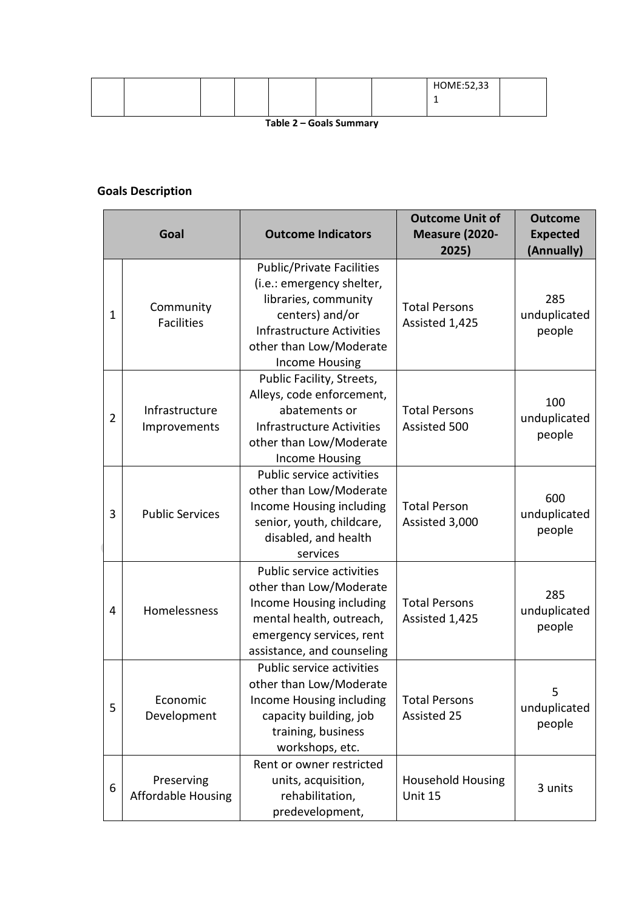|  |  |  |  |  |  |  | HOME:52,331 |  |
|---|---|---|---|---|---|---|---|---|

**Table 2 – Goals Summary**

**Goals Description**

| Goal | | Outcome Indicators | Outcome Unit of Measure (2020-2025) | Outcome Expected (Annually) |
|---|---|---|---|---|
| 1 | Community Facilities | Public/Private Facilities (i.e.: emergency shelter, libraries, community centers) and/or Infrastructure Activities other than Low/Moderate Income Housing | Total Persons Assisted 1,425 | 285 unduplicated people |
| 2 | Infrastructure Improvements | Public Facility, Streets, Alleys, code enforcement, abatements or Infrastructure Activities other than Low/Moderate Income Housing | Total Persons Assisted 500 | 100 unduplicated people |
| 3 | Public Services | Public service activities other than Low/Moderate Income Housing including senior, youth, childcare, disabled, and health services | Total Person Assisted 3,000 | 600 unduplicated people |
| 4 | Homelessness | Public service activities other than Low/Moderate Income Housing including mental health, outreach, emergency services, rent assistance, and counseling | Total Persons Assisted 1,425 | 285 unduplicated people |
| 5 | Economic Development | Public service activities other than Low/Moderate Income Housing including capacity building, job training, business workshops, etc. | Total Persons Assisted 25 | 5 unduplicated people |
| 6 | Preserving Affordable Housing | Rent or owner restricted units, acquisition, rehabilitation, predevelopment, | Household Housing Unit 15 | 3 units |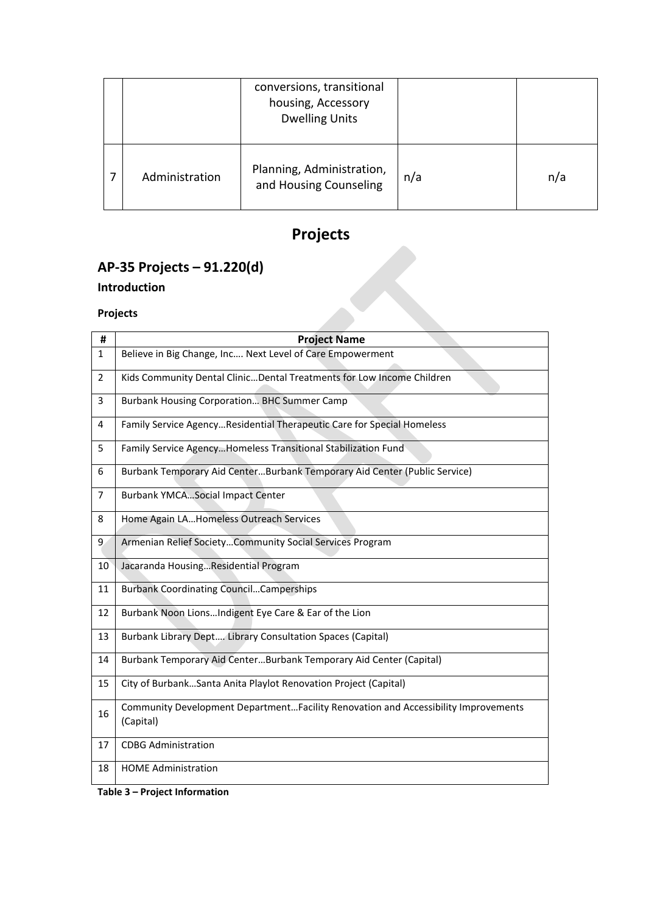|  |  | conversions, transitional housing, Accessory Dwelling Units |  |  |
|---|---|---|---|---|
| 7 | Administration | Planning, Administration, and Housing Counseling | n/a | n/a |

# Projects

## AP-35 Projects – 91.220(d)

### Introduction

**Projects**

| # | Project Name |
|---|---|
| 1 | Believe in Big Change, Inc…. Next Level of Care Empowerment |
| 2 | Kids Community Dental Clinic…Dental Treatments for Low Income Children |
| 3 | Burbank Housing Corporation… BHC Summer Camp |
| 4 | Family Service Agency…Residential Therapeutic Care for Special Homeless |
| 5 | Family Service Agency…Homeless Transitional Stabilization Fund |
| 6 | Burbank Temporary Aid Center…Burbank Temporary Aid Center (Public Service) |
| 7 | Burbank YMCA…Social Impact Center |
| 8 | Home Again LA…Homeless Outreach Services |
| 9 | Armenian Relief Society…Community Social Services Program |
| 10 | Jacaranda Housing…Residential Program |
| 11 | Burbank Coordinating Council…Camperships |
| 12 | Burbank Noon Lions…Indigent Eye Care & Ear of the Lion |
| 13 | Burbank Library Dept…. Library Consultation Spaces (Capital) |
| 14 | Burbank Temporary Aid Center…Burbank Temporary Aid Center (Capital) |
| 15 | City of Burbank…Santa Anita Playlot Renovation Project (Capital) |
| 16 | Community Development Department…Facility Renovation and Accessibility Improvements (Capital) |
| 17 | CDBG Administration |
| 18 | HOME Administration |

**Table 3 – Project Information**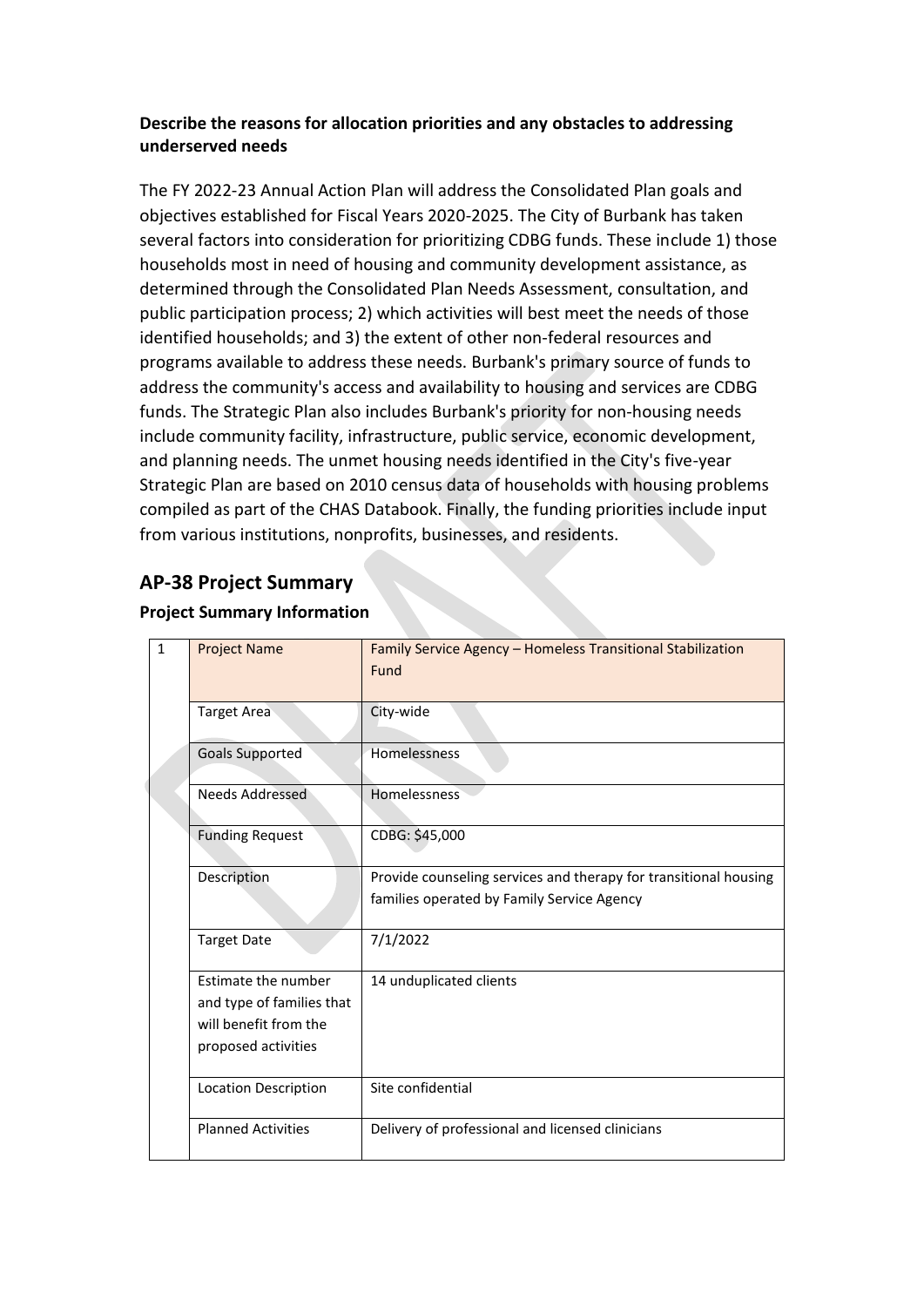**Describe the reasons for allocation priorities and any obstacles to addressing underserved needs**

The FY 2022-23 Annual Action Plan will address the Consolidated Plan goals and objectives established for Fiscal Years 2020-2025. The City of Burbank has taken several factors into consideration for prioritizing CDBG funds. These include 1) those households most in need of housing and community development assistance, as determined through the Consolidated Plan Needs Assessment, consultation, and public participation process; 2) which activities will best meet the needs of those identified households; and 3) the extent of other non-federal resources and programs available to address these needs. Burbank's primary source of funds to address the community's access and availability to housing and services are CDBG funds. The Strategic Plan also includes Burbank's priority for non-housing needs include community facility, infrastructure, public service, economic development, and planning needs. The unmet housing needs identified in the City's five-year Strategic Plan are based on 2010 census data of households with housing problems compiled as part of the CHAS Databook. Finally, the funding priorities include input from various institutions, nonprofits, businesses, and residents.

## AP-38 Project Summary

**Project Summary Information**

| 1 | Project Name | Family Service Agency – Homeless Transitional Stabilization Fund |
|---|---|---|
| | Target Area | City-wide |
| | Goals Supported | Homelessness |
| | Needs Addressed | Homelessness |
| | Funding Request | CDBG: $45,000 |
| | Description | Provide counseling services and therapy for transitional housing families operated by Family Service Agency |
| | Target Date | 7/1/2022 |
| | Estimate the number and type of families that will benefit from the proposed activities | 14 unduplicated clients |
| | Location Description | Site confidential |
| | Planned Activities | Delivery of professional and licensed clinicians |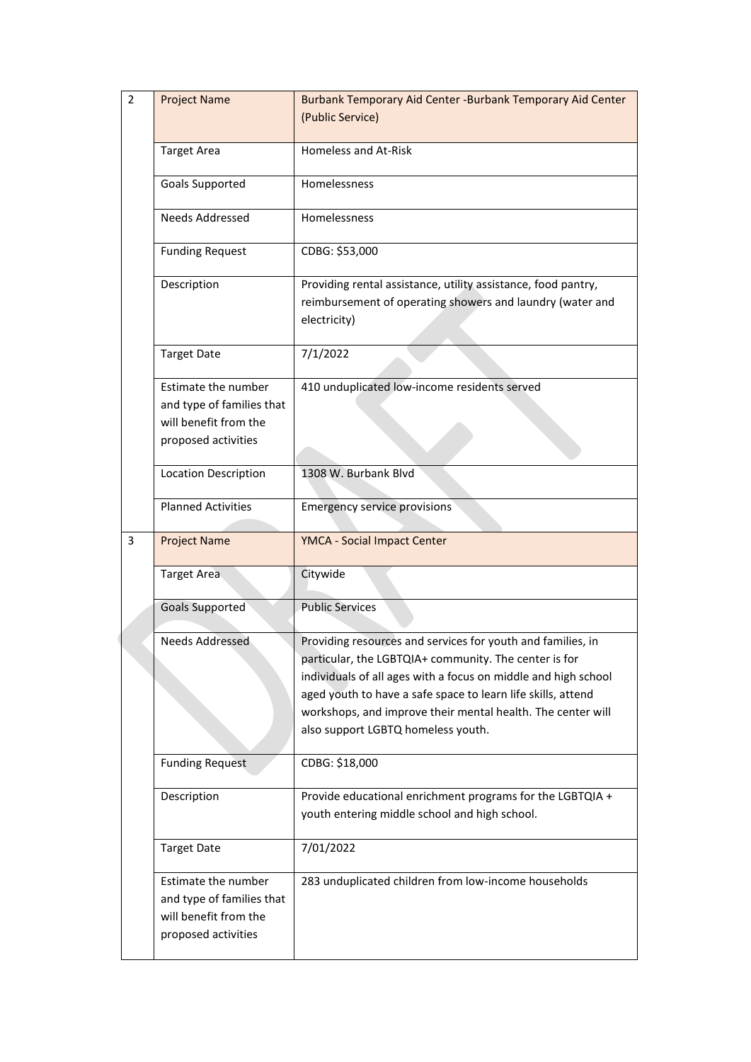| | | |
|---|---|---|
| 2 | Project Name | Burbank Temporary Aid Center -Burbank Temporary Aid Center (Public Service) |
| | Target Area | Homeless and At-Risk |
| | Goals Supported | Homelessness |
| | Needs Addressed | Homelessness |
| | Funding Request | CDBG: $53,000 |
| | Description | Providing rental assistance, utility assistance, food pantry, reimbursement of operating showers and laundry (water and electricity) |
| | Target Date | 7/1/2022 |
| | Estimate the number and type of families that will benefit from the proposed activities | 410 unduplicated low-income residents served |
| | Location Description | 1308 W. Burbank Blvd |
| | Planned Activities | Emergency service provisions |
| 3 | Project Name | YMCA - Social Impact Center |
| | Target Area | Citywide |
| | Goals Supported | Public Services |
| | Needs Addressed | Providing resources and services for youth and families, in particular, the LGBTQIA+ community. The center is for individuals of all ages with a focus on middle and high school aged youth to have a safe space to learn life skills, attend workshops, and improve their mental health. The center will also support LGBTQ homeless youth. |
| | Funding Request | CDBG: $18,000 |
| | Description | Provide educational enrichment programs for the LGBTQIA + youth entering middle school and high school. |
| | Target Date | 7/01/2022 |
| | Estimate the number and type of families that will benefit from the proposed activities | 283 unduplicated children from low-income households |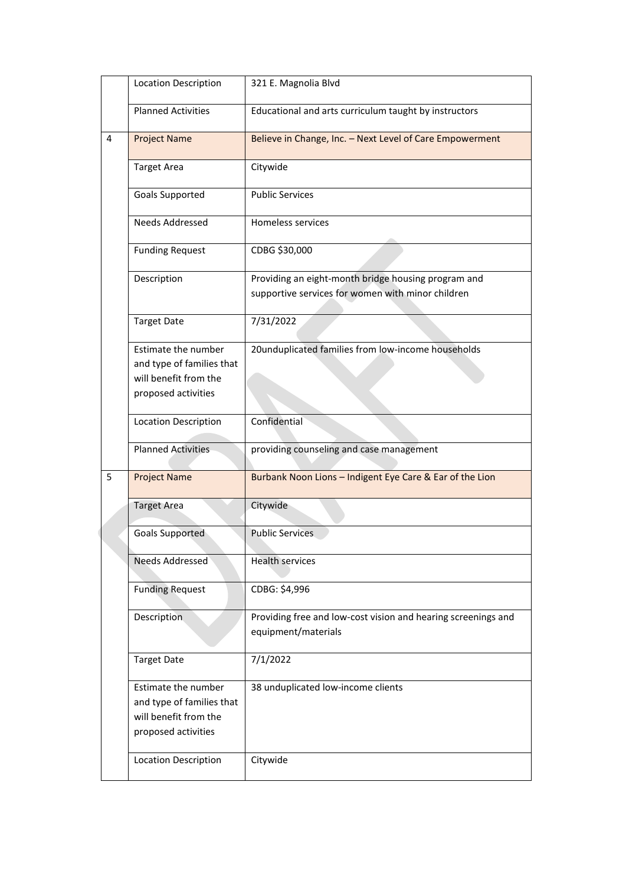| | | |
|---|---|---|
| | Location Description | 321 E. Magnolia Blvd |
| | Planned Activities | Educational and arts curriculum taught by instructors |
| 4 | Project Name | Believe in Change, Inc. – Next Level of Care Empowerment |
| | Target Area | Citywide |
| | Goals Supported | Public Services |
| | Needs Addressed | Homeless services |
| | Funding Request | CDBG $30,000 |
| | Description | Providing an eight-month bridge housing program and supportive services for women with minor children |
| | Target Date | 7/31/2022 |
| | Estimate the number and type of families that will benefit from the proposed activities | 20unduplicated families from low-income households |
| | Location Description | Confidential |
| | Planned Activities | providing counseling and case management |
| 5 | Project Name | Burbank Noon Lions – Indigent Eye Care & Ear of the Lion |
| | Target Area | Citywide |
| | Goals Supported | Public Services |
| | Needs Addressed | Health services |
| | Funding Request | CDBG: $4,996 |
| | Description | Providing free and low-cost vision and hearing screenings and equipment/materials |
| | Target Date | 7/1/2022 |
| | Estimate the number and type of families that will benefit from the proposed activities | 38 unduplicated low-income clients |
| | Location Description | Citywide |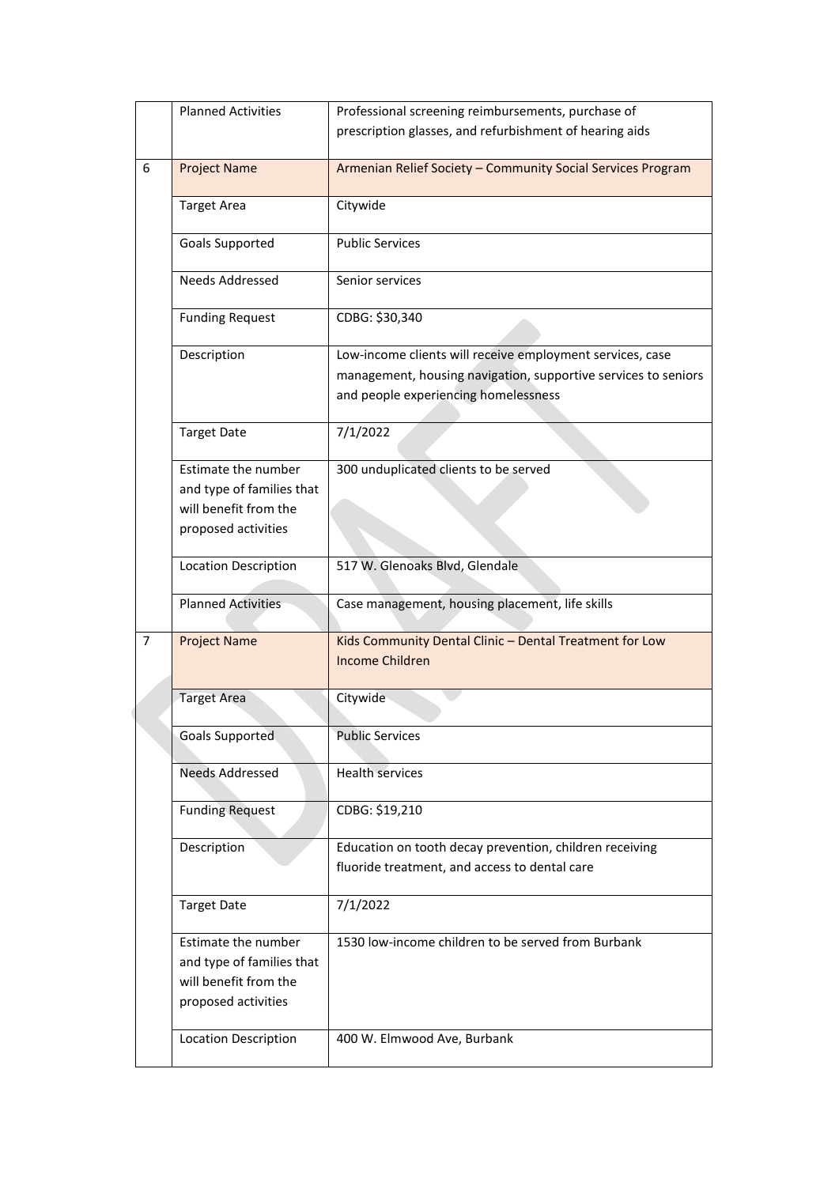|   |   |   |
|---|---|---|
|   | Planned Activities | Professional screening reimbursements, purchase of prescription glasses, and refurbishment of hearing aids |
| 6 | Project Name | Armenian Relief Society – Community Social Services Program |
|   | Target Area | Citywide |
|   | Goals Supported | Public Services |
|   | Needs Addressed | Senior services |
|   | Funding Request | CDBG: $30,340 |
|   | Description | Low-income clients will receive employment services, case management, housing navigation, supportive services to seniors and people experiencing homelessness |
|   | Target Date | 7/1/2022 |
|   | Estimate the number and type of families that will benefit from the proposed activities | 300 unduplicated clients to be served |
|   | Location Description | 517 W. Glenoaks Blvd, Glendale |
|   | Planned Activities | Case management, housing placement, life skills |
| 7 | Project Name | Kids Community Dental Clinic – Dental Treatment for Low Income Children |
|   | Target Area | Citywide |
|   | Goals Supported | Public Services |
|   | Needs Addressed | Health services |
|   | Funding Request | CDBG: $19,210 |
|   | Description | Education on tooth decay prevention, children receiving fluoride treatment, and access to dental care |
|   | Target Date | 7/1/2022 |
|   | Estimate the number and type of families that will benefit from the proposed activities | 1530 low-income children to be served from Burbank |
|   | Location Description | 400 W. Elmwood Ave, Burbank |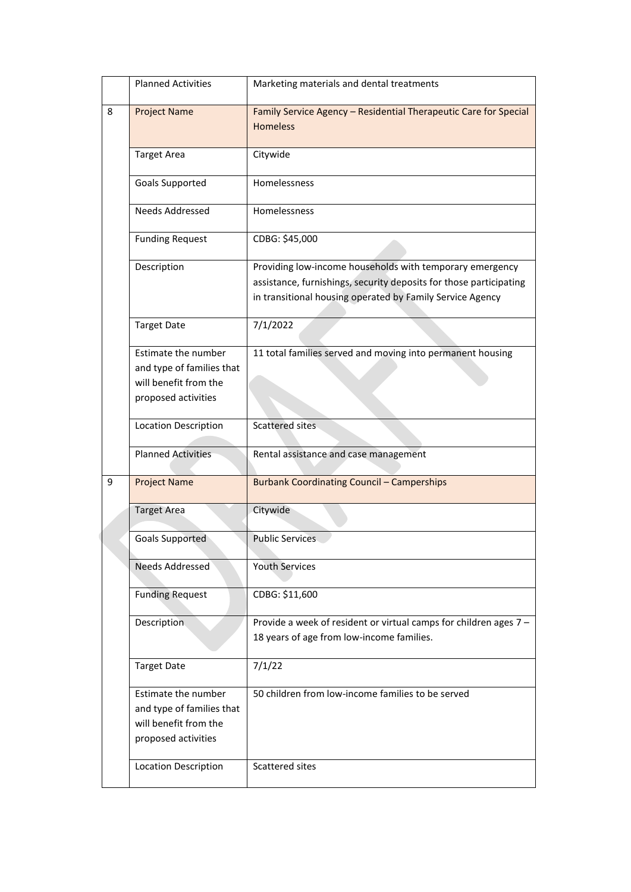| | | |
|---|---|---|
| | Planned Activities | Marketing materials and dental treatments |
| 8 | Project Name | Family Service Agency – Residential Therapeutic Care for Special Homeless |
| | Target Area | Citywide |
| | Goals Supported | Homelessness |
| | Needs Addressed | Homelessness |
| | Funding Request | CDBG: $45,000 |
| | Description | Providing low-income households with temporary emergency assistance, furnishings, security deposits for those participating in transitional housing operated by Family Service Agency |
| | Target Date | 7/1/2022 |
| | Estimate the number and type of families that will benefit from the proposed activities | 11 total families served and moving into permanent housing |
| | Location Description | Scattered sites |
| | Planned Activities | Rental assistance and case management |
| 9 | Project Name | Burbank Coordinating Council – Camperships |
| | Target Area | Citywide |
| | Goals Supported | Public Services |
| | Needs Addressed | Youth Services |
| | Funding Request | CDBG: $11,600 |
| | Description | Provide a week of resident or virtual camps for children ages 7 – 18 years of age from low-income families. |
| | Target Date | 7/1/22 |
| | Estimate the number and type of families that will benefit from the proposed activities | 50 children from low-income families to be served |
| | Location Description | Scattered sites |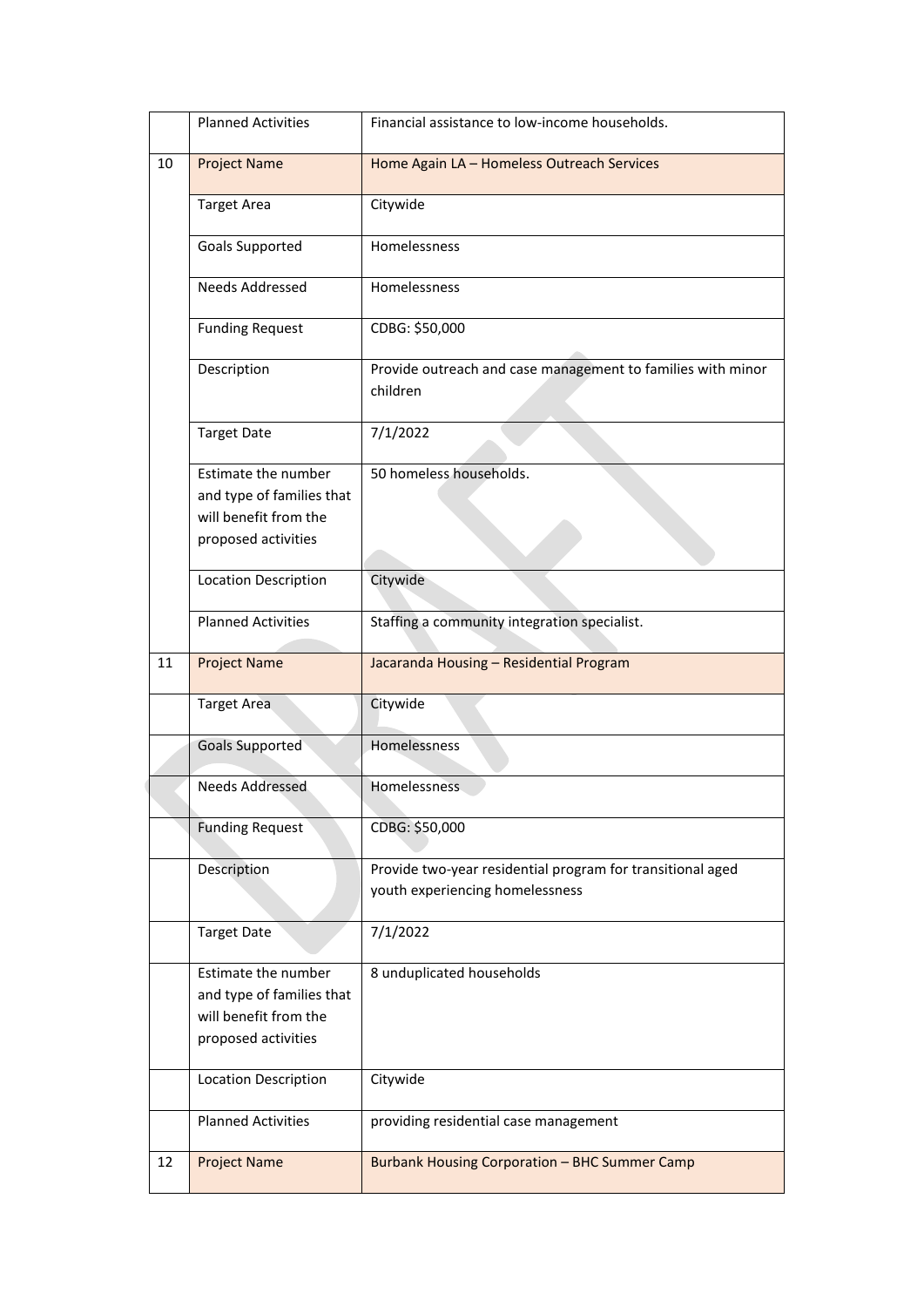| | | |
|---|---|---|
| | Planned Activities | Financial assistance to low-income households. |
| 10 | Project Name | Home Again LA – Homeless Outreach Services |
| | Target Area | Citywide |
| | Goals Supported | Homelessness |
| | Needs Addressed | Homelessness |
| | Funding Request | CDBG: $50,000 |
| | Description | Provide outreach and case management to families with minor children |
| | Target Date | 7/1/2022 |
| | Estimate the number and type of families that will benefit from the proposed activities | 50 homeless households. |
| | Location Description | Citywide |
| | Planned Activities | Staffing a community integration specialist. |
| 11 | Project Name | Jacaranda Housing – Residential Program |
| | Target Area | Citywide |
| | Goals Supported | Homelessness |
| | Needs Addressed | Homelessness |
| | Funding Request | CDBG: $50,000 |
| | Description | Provide two-year residential program for transitional aged youth experiencing homelessness |
| | Target Date | 7/1/2022 |
| | Estimate the number and type of families that will benefit from the proposed activities | 8 unduplicated households |
| | Location Description | Citywide |
| | Planned Activities | providing residential case management |
| 12 | Project Name | Burbank Housing Corporation – BHC Summer Camp |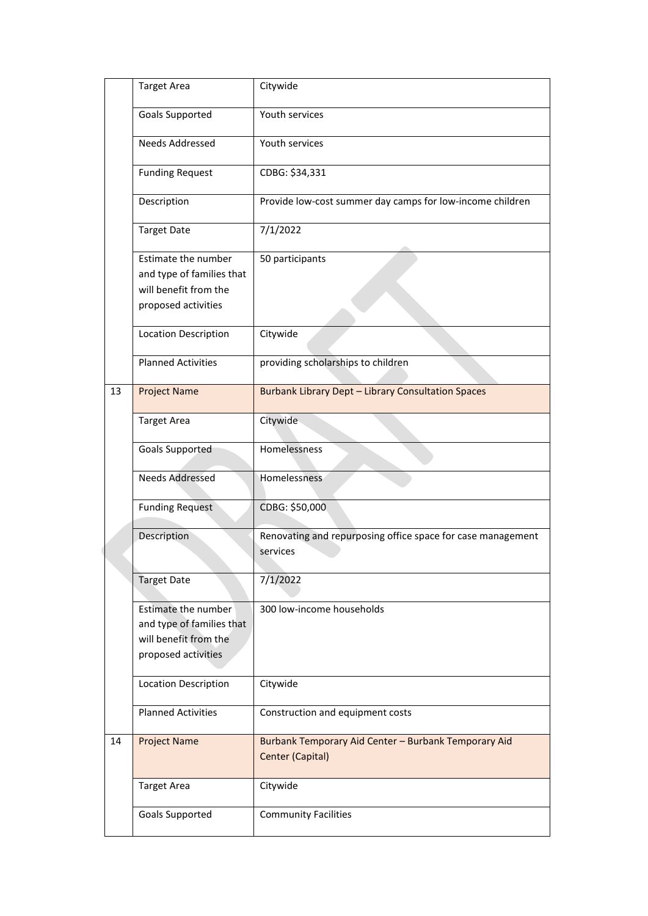| | | |
|---|---|---|
| | Target Area | Citywide |
| | Goals Supported | Youth services |
| | Needs Addressed | Youth services |
| | Funding Request | CDBG: $34,331 |
| | Description | Provide low-cost summer day camps for low-income children |
| | Target Date | 7/1/2022 |
| | Estimate the number and type of families that will benefit from the proposed activities | 50 participants |
| | Location Description | Citywide |
| | Planned Activities | providing scholarships to children |
| 13 | Project Name | Burbank Library Dept – Library Consultation Spaces |
| | Target Area | Citywide |
| | Goals Supported | Homelessness |
| | Needs Addressed | Homelessness |
| | Funding Request | CDBG: $50,000 |
| | Description | Renovating and repurposing office space for case management services |
| | Target Date | 7/1/2022 |
| | Estimate the number and type of families that will benefit from the proposed activities | 300 low-income households |
| | Location Description | Citywide |
| | Planned Activities | Construction and equipment costs |
| 14 | Project Name | Burbank Temporary Aid Center – Burbank Temporary Aid Center (Capital) |
| | Target Area | Citywide |
| | Goals Supported | Community Facilities |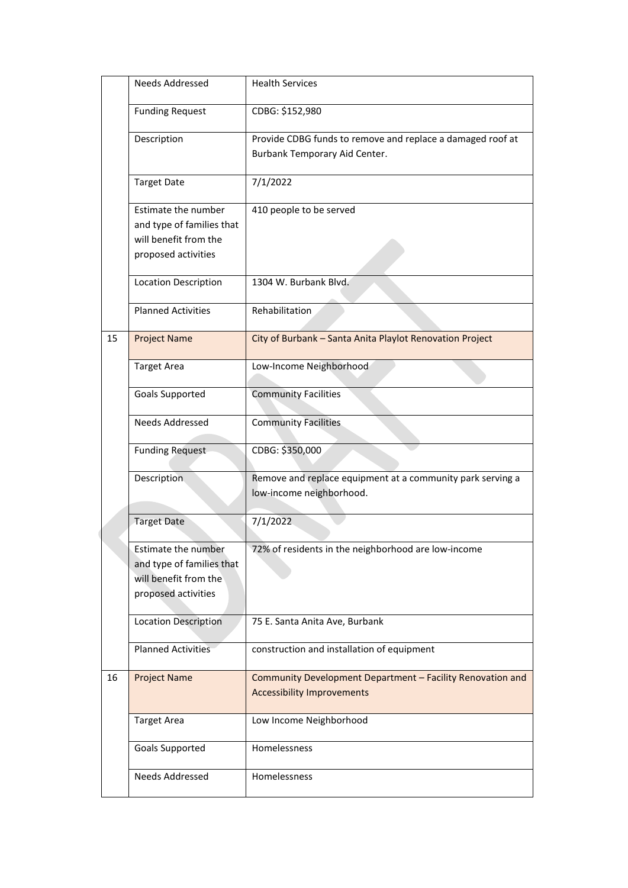| | | |
|---|---|---|
| | Needs Addressed | Health Services |
| | Funding Request | CDBG: $152,980 |
| | Description | Provide CDBG funds to remove and replace a damaged roof at Burbank Temporary Aid Center. |
| | Target Date | 7/1/2022 |
| | Estimate the number and type of families that will benefit from the proposed activities | 410 people to be served |
| | Location Description | 1304 W. Burbank Blvd. |
| | Planned Activities | Rehabilitation |
| 15 | Project Name | City of Burbank – Santa Anita Playlot Renovation Project |
| | Target Area | Low-Income Neighborhood |
| | Goals Supported | Community Facilities |
| | Needs Addressed | Community Facilities |
| | Funding Request | CDBG: $350,000 |
| | Description | Remove and replace equipment at a community park serving a low-income neighborhood. |
| | Target Date | 7/1/2022 |
| | Estimate the number and type of families that will benefit from the proposed activities | 72% of residents in the neighborhood are low-income |
| | Location Description | 75 E. Santa Anita Ave, Burbank |
| | Planned Activities | construction and installation of equipment |
| 16 | Project Name | Community Development Department – Facility Renovation and Accessibility Improvements |
| | Target Area | Low Income Neighborhood |
| | Goals Supported | Homelessness |
| | Needs Addressed | Homelessness |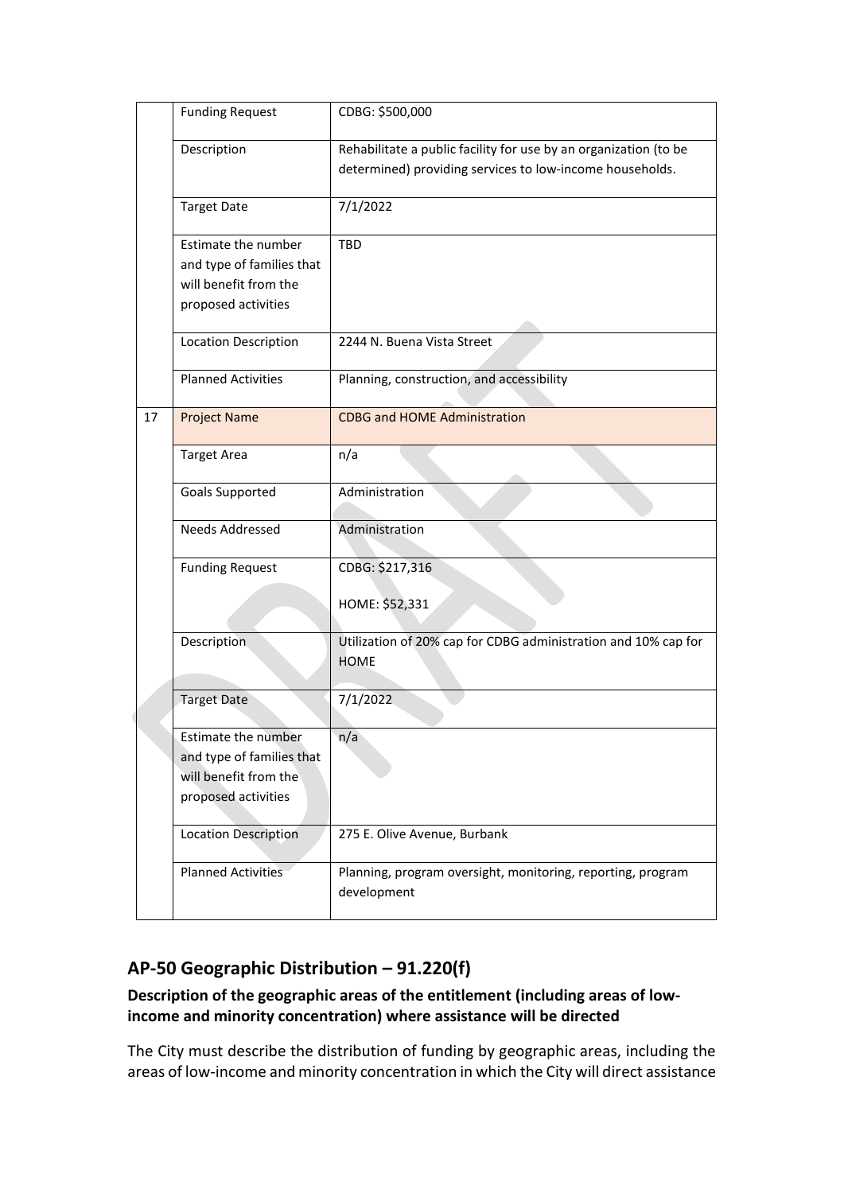| | | |
|---|---|---|
| | Funding Request | CDBG: $500,000 |
| | Description | Rehabilitate a public facility for use by an organization (to be determined) providing services to low-income households. |
| | Target Date | 7/1/2022 |
| | Estimate the number and type of families that will benefit from the proposed activities | TBD |
| | Location Description | 2244 N. Buena Vista Street |
| | Planned Activities | Planning, construction, and accessibility |
| 17 | Project Name | CDBG and HOME Administration |
| | Target Area | n/a |
| | Goals Supported | Administration |
| | Needs Addressed | Administration |
| | Funding Request | CDBG: $217,316<br><br>HOME: $52,331 |
| | Description | Utilization of 20% cap for CDBG administration and 10% cap for HOME |
| | Target Date | 7/1/2022 |
| | Estimate the number and type of families that will benefit from the proposed activities | n/a |
| | Location Description | 275 E. Olive Avenue, Burbank |
| | Planned Activities | Planning, program oversight, monitoring, reporting, program development |

## AP-50 Geographic Distribution – 91.220(f)

### Description of the geographic areas of the entitlement (including areas of low-income and minority concentration) where assistance will be directed

The City must describe the distribution of funding by geographic areas, including the areas of low-income and minority concentration in which the City will direct assistance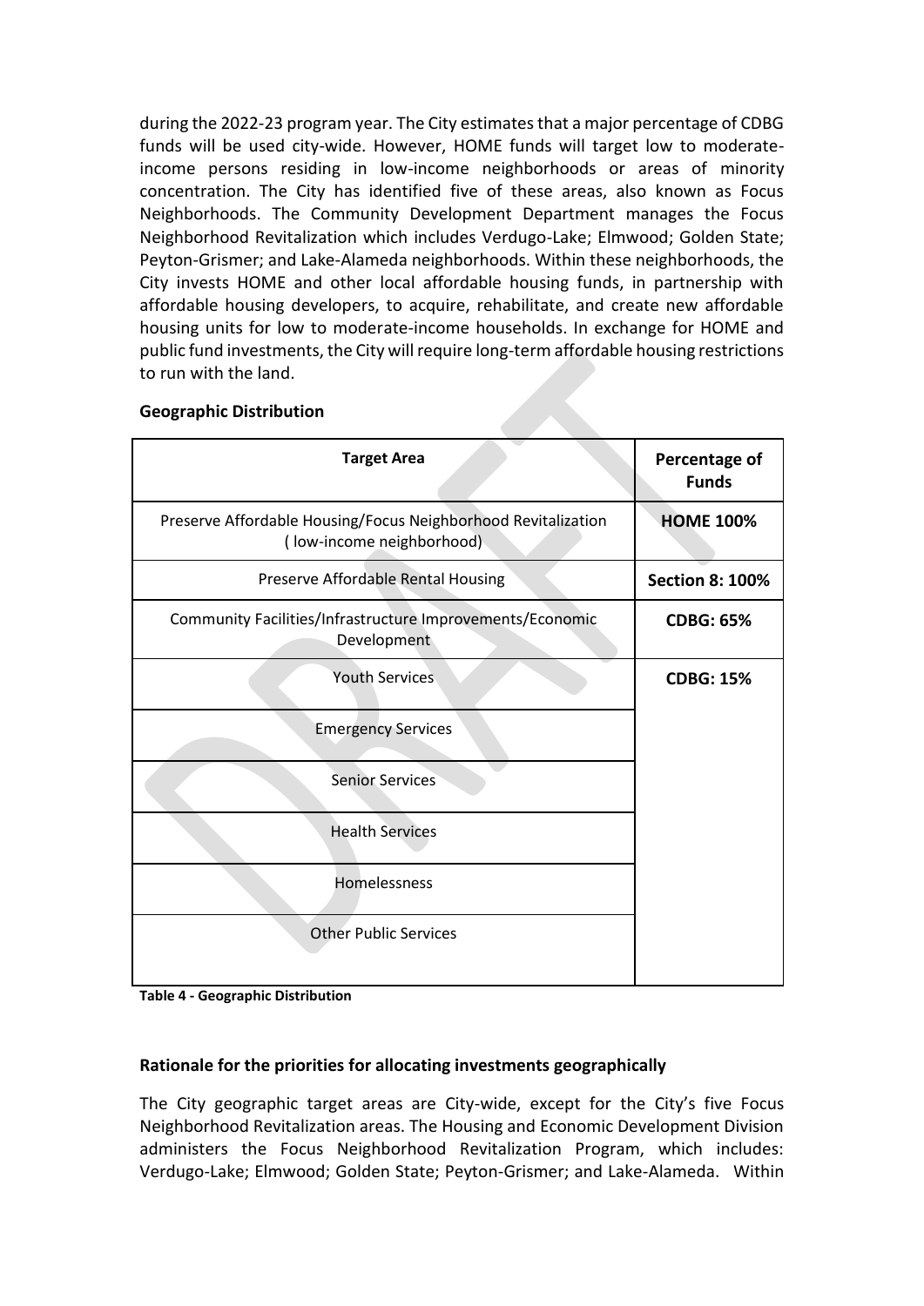during the 2022-23 program year. The City estimates that a major percentage of CDBG funds will be used city-wide. However, HOME funds will target low to moderate-income persons residing in low-income neighborhoods or areas of minority concentration. The City has identified five of these areas, also known as Focus Neighborhoods. The Community Development Department manages the Focus Neighborhood Revitalization which includes Verdugo-Lake; Elmwood; Golden State; Peyton-Grismer; and Lake-Alameda neighborhoods. Within these neighborhoods, the City invests HOME and other local affordable housing funds, in partnership with affordable housing developers, to acquire, rehabilitate, and create new affordable housing units for low to moderate-income households. In exchange for HOME and public fund investments, the City will require long-term affordable housing restrictions to run with the land.

**Geographic Distribution**

| Target Area | Percentage of Funds |
|---|---|
| Preserve Affordable Housing/Focus Neighborhood Revitalization ( low-income neighborhood) | **HOME 100%** |
| Preserve Affordable Rental Housing | **Section 8: 100%** |
| Community Facilities/Infrastructure Improvements/Economic Development | **CDBG: 65%** |
| Youth Services | **CDBG: 15%** |
| Emergency Services | |
| Senior Services | |
| Health Services | |
| Homelessness | |
| Other Public Services | |

**Table 4 - Geographic Distribution**

**Rationale for the priorities for allocating investments geographically**

The City geographic target areas are City-wide, except for the City's five Focus Neighborhood Revitalization areas. The Housing and Economic Development Division administers the Focus Neighborhood Revitalization Program, which includes: Verdugo-Lake; Elmwood; Golden State; Peyton-Grismer; and Lake-Alameda. Within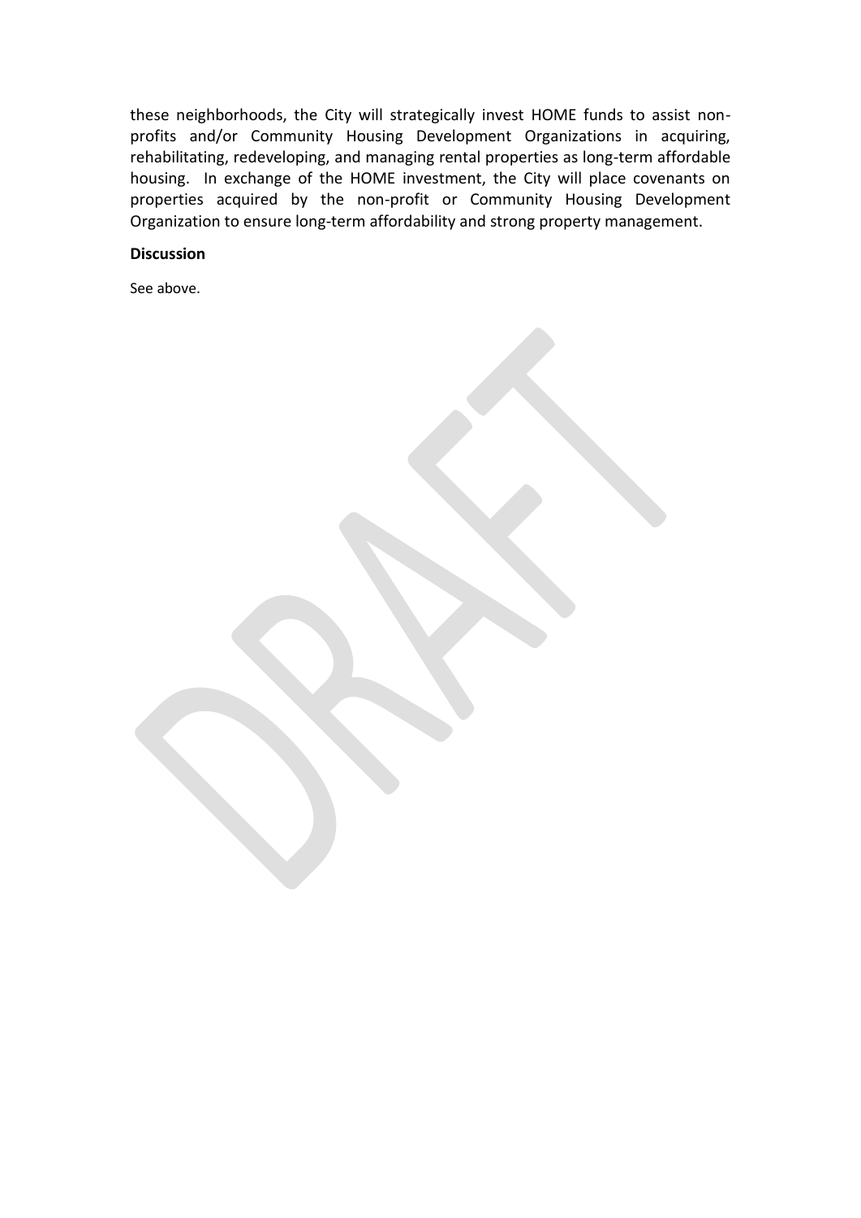these neighborhoods, the City will strategically invest HOME funds to assist non-profits and/or Community Housing Development Organizations in acquiring, rehabilitating, redeveloping, and managing rental properties as long-term affordable housing. In exchange of the HOME investment, the City will place covenants on properties acquired by the non-profit or Community Housing Development Organization to ensure long-term affordability and strong property management.

**Discussion**

See above.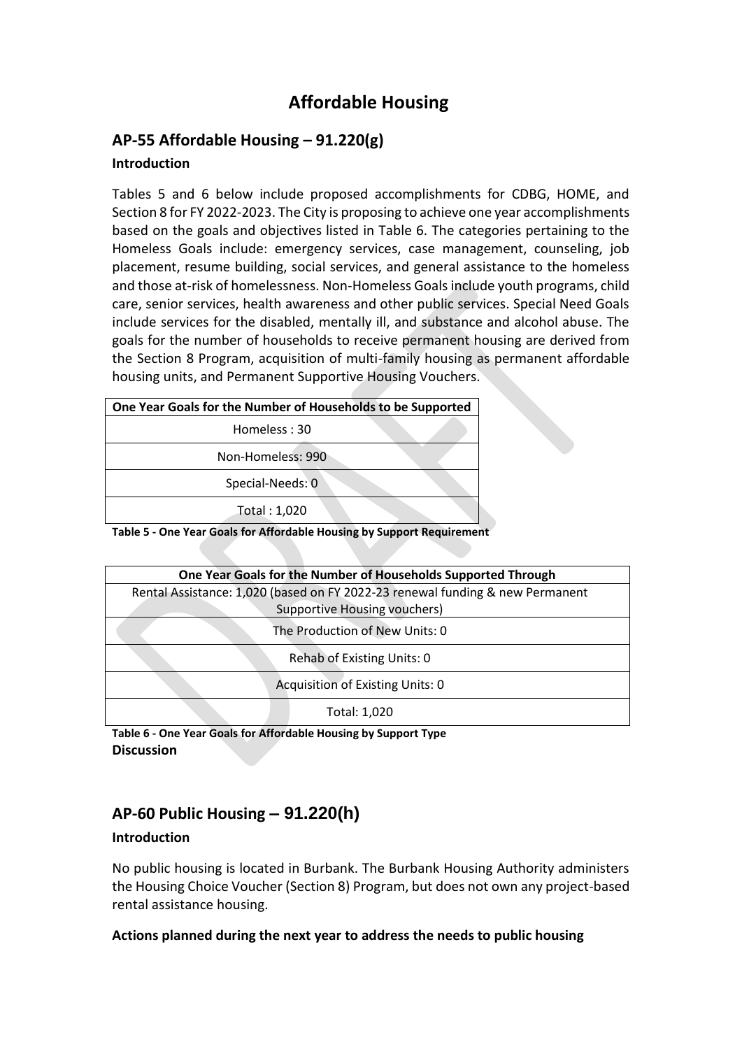# Affordable Housing

## AP-55 Affordable Housing – 91.220(g)

### Introduction

Tables 5 and 6 below include proposed accomplishments for CDBG, HOME, and Section 8 for FY 2022-2023. The City is proposing to achieve one year accomplishments based on the goals and objectives listed in Table 6. The categories pertaining to the Homeless Goals include: emergency services, case management, counseling, job placement, resume building, social services, and general assistance to the homeless and those at-risk of homelessness. Non-Homeless Goals include youth programs, child care, senior services, health awareness and other public services. Special Need Goals include services for the disabled, mentally ill, and substance and alcohol abuse. The goals for the number of households to receive permanent housing are derived from the Section 8 Program, acquisition of multi-family housing as permanent affordable housing units, and Permanent Supportive Housing Vouchers.

| One Year Goals for the Number of Households to be Supported |
|---|
| Homeless : 30 |
| Non-Homeless: 990 |
| Special-Needs: 0 |
| Total : 1,020 |

**Table 5 - One Year Goals for Affordable Housing by Support Requirement**

| One Year Goals for the Number of Households Supported Through |
|---|
| Rental Assistance: 1,020 (based on FY 2022-23 renewal funding & new Permanent Supportive Housing vouchers) |
| The Production of New Units: 0 |
| Rehab of Existing Units: 0 |
| Acquisition of Existing Units: 0 |
| Total: 1,020 |

**Table 6 - One Year Goals for Affordable Housing by Support Type**

**Discussion**

## AP-60 Public Housing – 91.220(h)

### Introduction

No public housing is located in Burbank. The Burbank Housing Authority administers the Housing Choice Voucher (Section 8) Program, but does not own any project-based rental assistance housing.

**Actions planned during the next year to address the needs to public housing**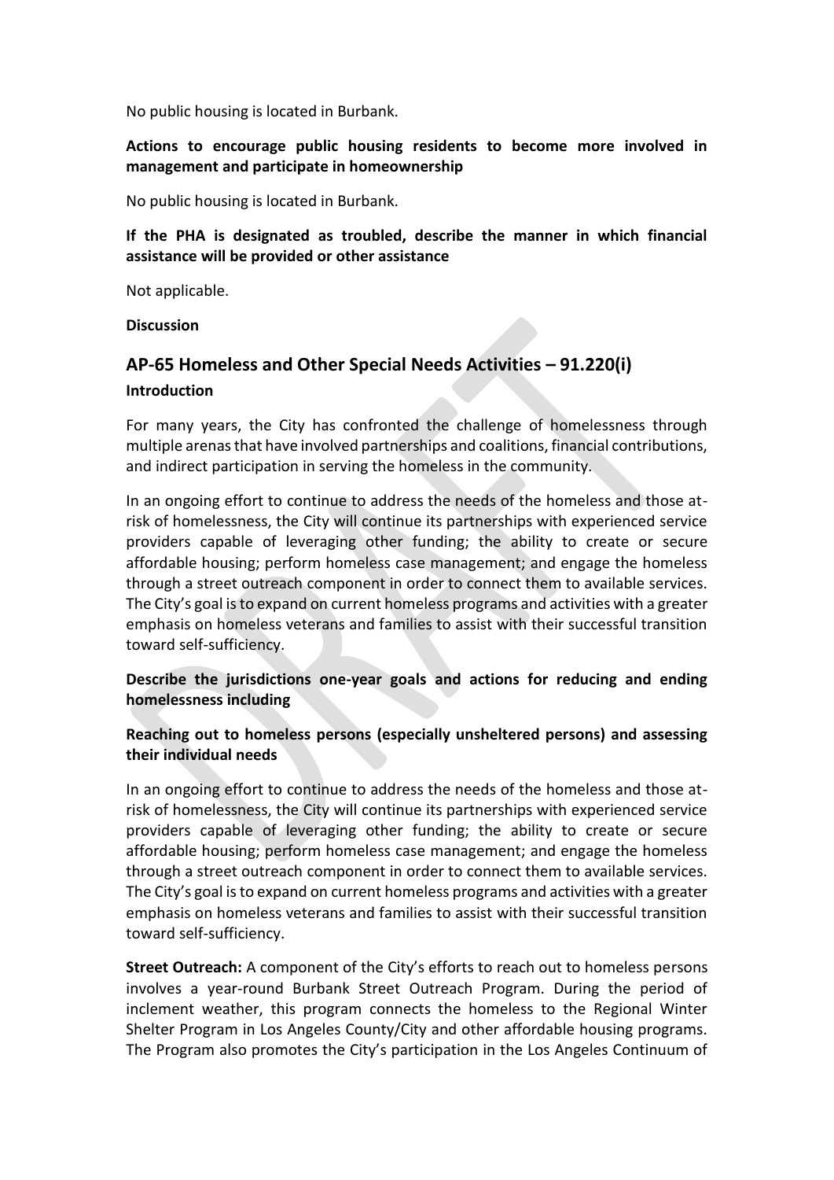No public housing is located in Burbank.

**Actions to encourage public housing residents to become more involved in management and participate in homeownership**

No public housing is located in Burbank.

**If the PHA is designated as troubled, describe the manner in which financial assistance will be provided or other assistance**

Not applicable.

**Discussion**

## AP-65 Homeless and Other Special Needs Activities – 91.220(i)

**Introduction**

For many years, the City has confronted the challenge of homelessness through multiple arenas that have involved partnerships and coalitions, financial contributions, and indirect participation in serving the homeless in the community.

In an ongoing effort to continue to address the needs of the homeless and those at-risk of homelessness, the City will continue its partnerships with experienced service providers capable of leveraging other funding; the ability to create or secure affordable housing; perform homeless case management; and engage the homeless through a street outreach component in order to connect them to available services. The City's goal is to expand on current homeless programs and activities with a greater emphasis on homeless veterans and families to assist with their successful transition toward self-sufficiency.

**Describe the jurisdictions one-year goals and actions for reducing and ending homelessness including**

**Reaching out to homeless persons (especially unsheltered persons) and assessing their individual needs**

In an ongoing effort to continue to address the needs of the homeless and those at-risk of homelessness, the City will continue its partnerships with experienced service providers capable of leveraging other funding; the ability to create or secure affordable housing; perform homeless case management; and engage the homeless through a street outreach component in order to connect them to available services. The City's goal is to expand on current homeless programs and activities with a greater emphasis on homeless veterans and families to assist with their successful transition toward self-sufficiency.

**Street Outreach:** A component of the City's efforts to reach out to homeless persons involves a year-round Burbank Street Outreach Program. During the period of inclement weather, this program connects the homeless to the Regional Winter Shelter Program in Los Angeles County/City and other affordable housing programs. The Program also promotes the City's participation in the Los Angeles Continuum of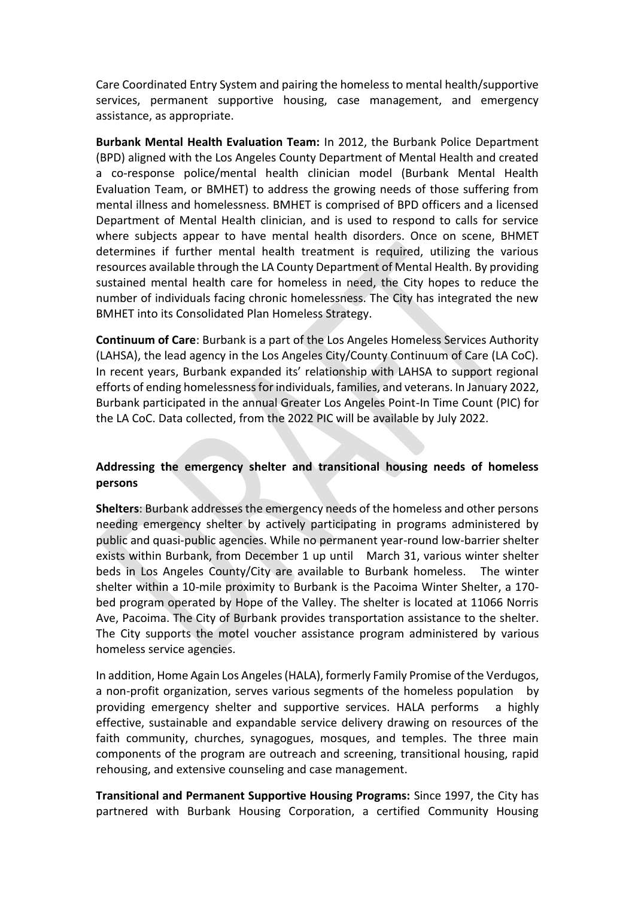Care Coordinated Entry System and pairing the homeless to mental health/supportive services, permanent supportive housing, case management, and emergency assistance, as appropriate.

**Burbank Mental Health Evaluation Team:** In 2012, the Burbank Police Department (BPD) aligned with the Los Angeles County Department of Mental Health and created a co-response police/mental health clinician model (Burbank Mental Health Evaluation Team, or BMHET) to address the growing needs of those suffering from mental illness and homelessness. BMHET is comprised of BPD officers and a licensed Department of Mental Health clinician, and is used to respond to calls for service where subjects appear to have mental health disorders. Once on scene, BHMET determines if further mental health treatment is required, utilizing the various resources available through the LA County Department of Mental Health. By providing sustained mental health care for homeless in need, the City hopes to reduce the number of individuals facing chronic homelessness. The City has integrated the new BMHET into its Consolidated Plan Homeless Strategy.

**Continuum of Care**: Burbank is a part of the Los Angeles Homeless Services Authority (LAHSA), the lead agency in the Los Angeles City/County Continuum of Care (LA CoC). In recent years, Burbank expanded its' relationship with LAHSA to support regional efforts of ending homelessness for individuals, families, and veterans. In January 2022, Burbank participated in the annual Greater Los Angeles Point-In Time Count (PIC) for the LA CoC. Data collected, from the 2022 PIC will be available by July 2022.

### Addressing the emergency shelter and transitional housing needs of homeless persons

**Shelters**: Burbank addresses the emergency needs of the homeless and other persons needing emergency shelter by actively participating in programs administered by public and quasi-public agencies. While no permanent year-round low-barrier shelter exists within Burbank, from December 1 up until March 31, various winter shelter beds in Los Angeles County/City are available to Burbank homeless. The winter shelter within a 10-mile proximity to Burbank is the Pacoima Winter Shelter, a 170-bed program operated by Hope of the Valley. The shelter is located at 11066 Norris Ave, Pacoima. The City of Burbank provides transportation assistance to the shelter. The City supports the motel voucher assistance program administered by various homeless service agencies.

In addition, Home Again Los Angeles (HALA), formerly Family Promise of the Verdugos, a non-profit organization, serves various segments of the homeless population by providing emergency shelter and supportive services. HALA performs a highly effective, sustainable and expandable service delivery drawing on resources of the faith community, churches, synagogues, mosques, and temples. The three main components of the program are outreach and screening, transitional housing, rapid rehousing, and extensive counseling and case management.

**Transitional and Permanent Supportive Housing Programs:** Since 1997, the City has partnered with Burbank Housing Corporation, a certified Community Housing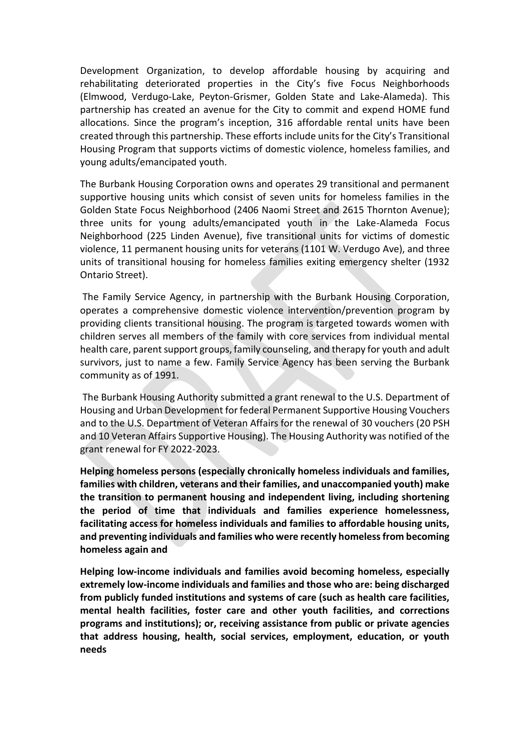Development Organization, to develop affordable housing by acquiring and rehabilitating deteriorated properties in the City's five Focus Neighborhoods (Elmwood, Verdugo-Lake, Peyton-Grismer, Golden State and Lake-Alameda). This partnership has created an avenue for the City to commit and expend HOME fund allocations. Since the program's inception, 316 affordable rental units have been created through this partnership. These efforts include units for the City's Transitional Housing Program that supports victims of domestic violence, homeless families, and young adults/emancipated youth.

The Burbank Housing Corporation owns and operates 29 transitional and permanent supportive housing units which consist of seven units for homeless families in the Golden State Focus Neighborhood (2406 Naomi Street and 2615 Thornton Avenue); three units for young adults/emancipated youth in the Lake-Alameda Focus Neighborhood (225 Linden Avenue), five transitional units for victims of domestic violence, 11 permanent housing units for veterans (1101 W. Verdugo Ave), and three units of transitional housing for homeless families exiting emergency shelter (1932 Ontario Street).

The Family Service Agency, in partnership with the Burbank Housing Corporation, operates a comprehensive domestic violence intervention/prevention program by providing clients transitional housing. The program is targeted towards women with children serves all members of the family with core services from individual mental health care, parent support groups, family counseling, and therapy for youth and adult survivors, just to name a few. Family Service Agency has been serving the Burbank community as of 1991.

The Burbank Housing Authority submitted a grant renewal to the U.S. Department of Housing and Urban Development for federal Permanent Supportive Housing Vouchers and to the U.S. Department of Veteran Affairs for the renewal of 30 vouchers (20 PSH and 10 Veteran Affairs Supportive Housing). The Housing Authority was notified of the grant renewal for FY 2022-2023.

**Helping homeless persons (especially chronically homeless individuals and families, families with children, veterans and their families, and unaccompanied youth) make the transition to permanent housing and independent living, including shortening the period of time that individuals and families experience homelessness, facilitating access for homeless individuals and families to affordable housing units, and preventing individuals and families who were recently homeless from becoming homeless again and**

**Helping low-income individuals and families avoid becoming homeless, especially extremely low-income individuals and families and those who are: being discharged from publicly funded institutions and systems of care (such as health care facilities, mental health facilities, foster care and other youth facilities, and corrections programs and institutions); or, receiving assistance from public or private agencies that address housing, health, social services, employment, education, or youth needs**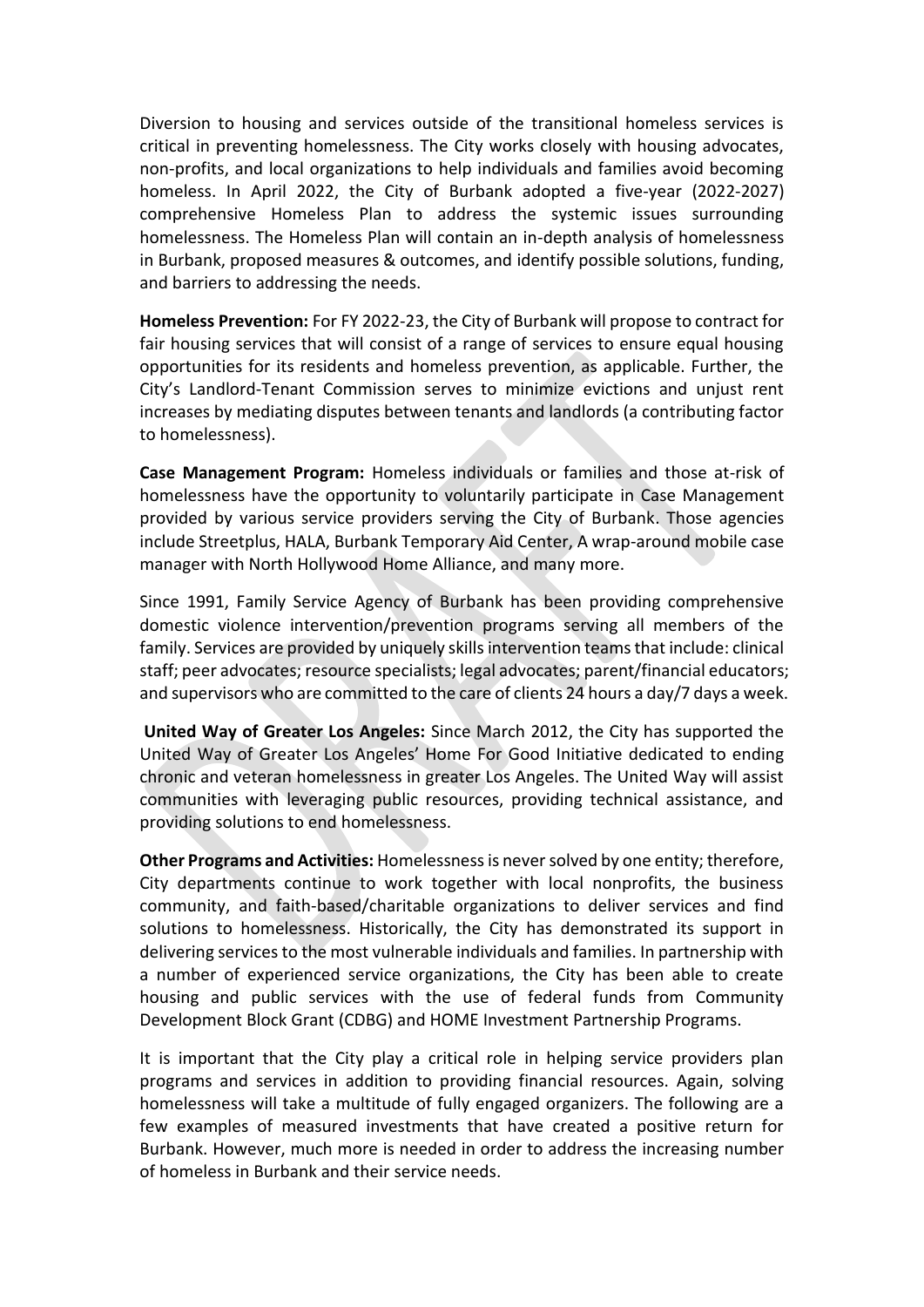Diversion to housing and services outside of the transitional homeless services is critical in preventing homelessness. The City works closely with housing advocates, non-profits, and local organizations to help individuals and families avoid becoming homeless. In April 2022, the City of Burbank adopted a five-year (2022-2027) comprehensive Homeless Plan to address the systemic issues surrounding homelessness. The Homeless Plan will contain an in-depth analysis of homelessness in Burbank, proposed measures & outcomes, and identify possible solutions, funding, and barriers to addressing the needs.

**Homeless Prevention:** For FY 2022-23, the City of Burbank will propose to contract for fair housing services that will consist of a range of services to ensure equal housing opportunities for its residents and homeless prevention, as applicable. Further, the City's Landlord-Tenant Commission serves to minimize evictions and unjust rent increases by mediating disputes between tenants and landlords (a contributing factor to homelessness).

**Case Management Program:** Homeless individuals or families and those at-risk of homelessness have the opportunity to voluntarily participate in Case Management provided by various service providers serving the City of Burbank. Those agencies include Streetplus, HALA, Burbank Temporary Aid Center, A wrap-around mobile case manager with North Hollywood Home Alliance, and many more.

Since 1991, Family Service Agency of Burbank has been providing comprehensive domestic violence intervention/prevention programs serving all members of the family. Services are provided by uniquely skills intervention teams that include: clinical staff; peer advocates; resource specialists; legal advocates; parent/financial educators; and supervisors who are committed to the care of clients 24 hours a day/7 days a week.

**United Way of Greater Los Angeles:** Since March 2012, the City has supported the United Way of Greater Los Angeles' Home For Good Initiative dedicated to ending chronic and veteran homelessness in greater Los Angeles. The United Way will assist communities with leveraging public resources, providing technical assistance, and providing solutions to end homelessness.

**Other Programs and Activities:** Homelessness is never solved by one entity; therefore, City departments continue to work together with local nonprofits, the business community, and faith-based/charitable organizations to deliver services and find solutions to homelessness. Historically, the City has demonstrated its support in delivering services to the most vulnerable individuals and families. In partnership with a number of experienced service organizations, the City has been able to create housing and public services with the use of federal funds from Community Development Block Grant (CDBG) and HOME Investment Partnership Programs.

It is important that the City play a critical role in helping service providers plan programs and services in addition to providing financial resources. Again, solving homelessness will take a multitude of fully engaged organizers. The following are a few examples of measured investments that have created a positive return for Burbank. However, much more is needed in order to address the increasing number of homeless in Burbank and their service needs.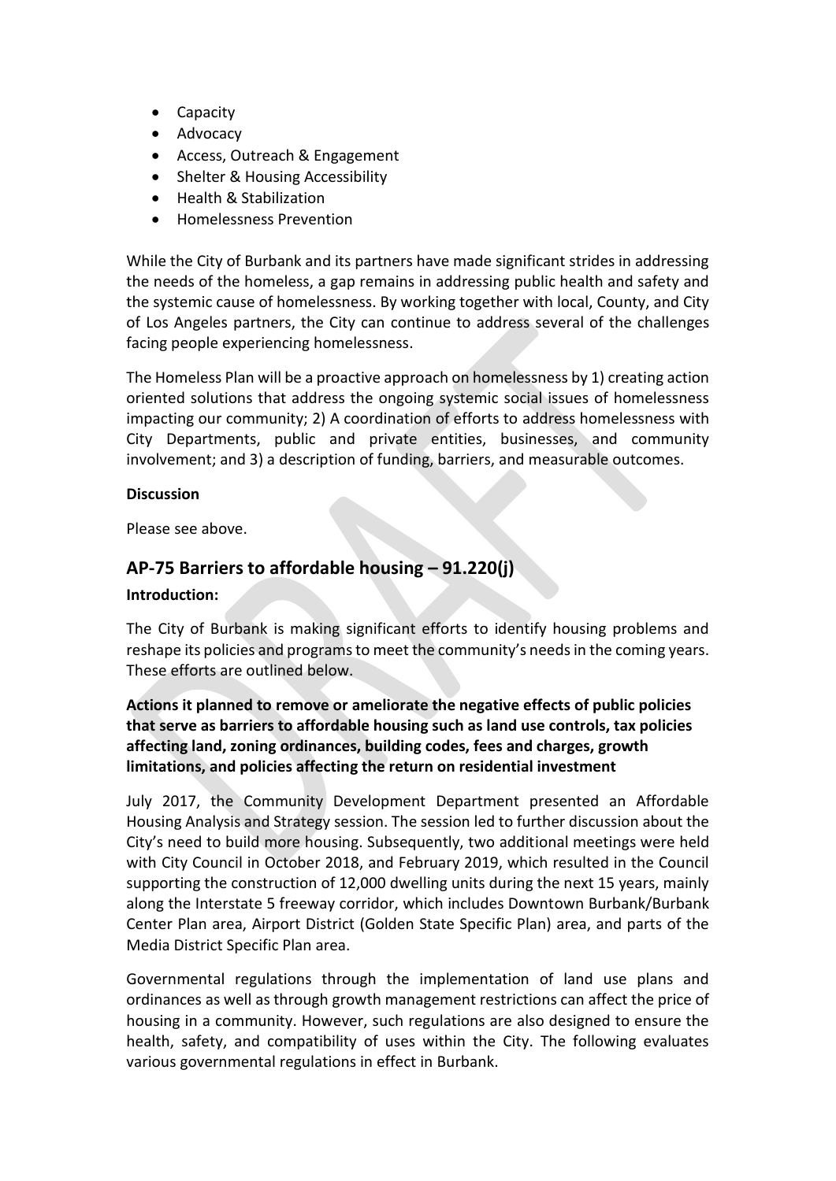- Capacity
- Advocacy
- Access, Outreach & Engagement
- Shelter & Housing Accessibility
- Health & Stabilization
- Homelessness Prevention

While the City of Burbank and its partners have made significant strides in addressing the needs of the homeless, a gap remains in addressing public health and safety and the systemic cause of homelessness. By working together with local, County, and City of Los Angeles partners, the City can continue to address several of the challenges facing people experiencing homelessness.

The Homeless Plan will be a proactive approach on homelessness by 1) creating action oriented solutions that address the ongoing systemic social issues of homelessness impacting our community; 2) A coordination of efforts to address homelessness with City Departments, public and private entities, businesses, and community involvement; and 3) a description of funding, barriers, and measurable outcomes.

**Discussion**

Please see above.

## AP-75 Barriers to affordable housing – 91.220(j)

**Introduction:**

The City of Burbank is making significant efforts to identify housing problems and reshape its policies and programs to meet the community's needs in the coming years. These efforts are outlined below.

**Actions it planned to remove or ameliorate the negative effects of public policies that serve as barriers to affordable housing such as land use controls, tax policies affecting land, zoning ordinances, building codes, fees and charges, growth limitations, and policies affecting the return on residential investment**

July 2017, the Community Development Department presented an Affordable Housing Analysis and Strategy session. The session led to further discussion about the City's need to build more housing. Subsequently, two additional meetings were held with City Council in October 2018, and February 2019, which resulted in the Council supporting the construction of 12,000 dwelling units during the next 15 years, mainly along the Interstate 5 freeway corridor, which includes Downtown Burbank/Burbank Center Plan area, Airport District (Golden State Specific Plan) area, and parts of the Media District Specific Plan area.

Governmental regulations through the implementation of land use plans and ordinances as well as through growth management restrictions can affect the price of housing in a community. However, such regulations are also designed to ensure the health, safety, and compatibility of uses within the City. The following evaluates various governmental regulations in effect in Burbank.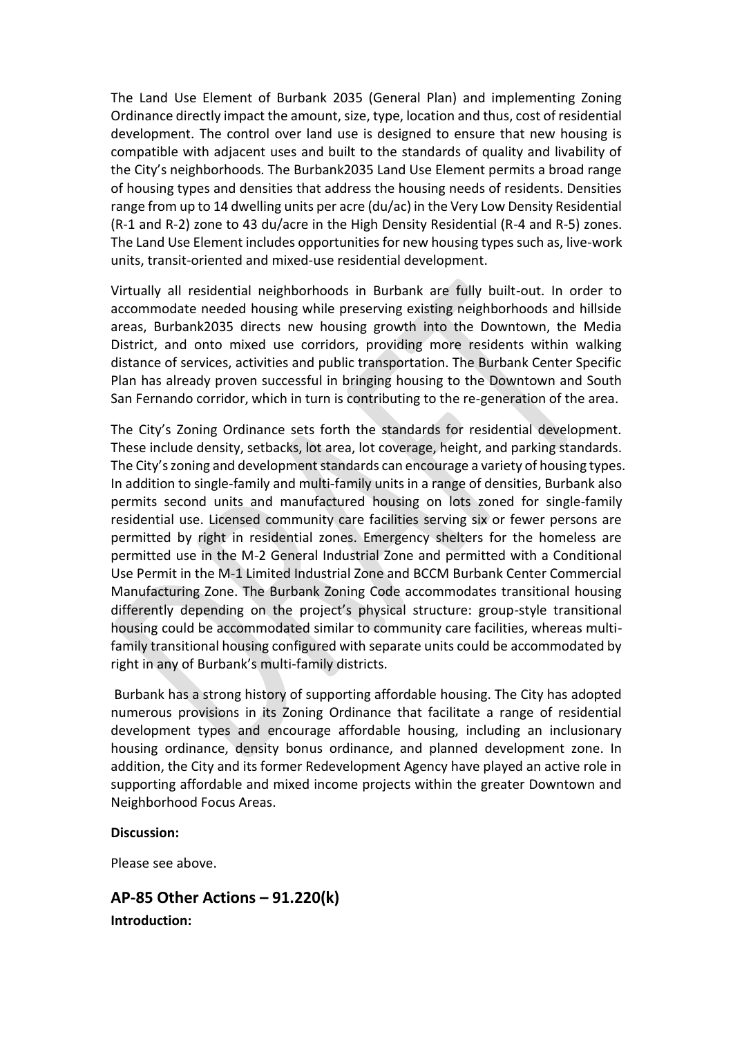The Land Use Element of Burbank 2035 (General Plan) and implementing Zoning Ordinance directly impact the amount, size, type, location and thus, cost of residential development. The control over land use is designed to ensure that new housing is compatible with adjacent uses and built to the standards of quality and livability of the City's neighborhoods. The Burbank2035 Land Use Element permits a broad range of housing types and densities that address the housing needs of residents. Densities range from up to 14 dwelling units per acre (du/ac) in the Very Low Density Residential (R-1 and R-2) zone to 43 du/acre in the High Density Residential (R-4 and R-5) zones. The Land Use Element includes opportunities for new housing types such as, live-work units, transit-oriented and mixed-use residential development.

Virtually all residential neighborhoods in Burbank are fully built-out. In order to accommodate needed housing while preserving existing neighborhoods and hillside areas, Burbank2035 directs new housing growth into the Downtown, the Media District, and onto mixed use corridors, providing more residents within walking distance of services, activities and public transportation. The Burbank Center Specific Plan has already proven successful in bringing housing to the Downtown and South San Fernando corridor, which in turn is contributing to the re-generation of the area.

The City's Zoning Ordinance sets forth the standards for residential development. These include density, setbacks, lot area, lot coverage, height, and parking standards. The City's zoning and development standards can encourage a variety of housing types. In addition to single-family and multi-family units in a range of densities, Burbank also permits second units and manufactured housing on lots zoned for single-family residential use. Licensed community care facilities serving six or fewer persons are permitted by right in residential zones. Emergency shelters for the homeless are permitted use in the M-2 General Industrial Zone and permitted with a Conditional Use Permit in the M-1 Limited Industrial Zone and BCCM Burbank Center Commercial Manufacturing Zone. The Burbank Zoning Code accommodates transitional housing differently depending on the project's physical structure: group-style transitional housing could be accommodated similar to community care facilities, whereas multi-family transitional housing configured with separate units could be accommodated by right in any of Burbank's multi-family districts.

Burbank has a strong history of supporting affordable housing. The City has adopted numerous provisions in its Zoning Ordinance that facilitate a range of residential development types and encourage affordable housing, including an inclusionary housing ordinance, density bonus ordinance, and planned development zone. In addition, the City and its former Redevelopment Agency have played an active role in supporting affordable and mixed income projects within the greater Downtown and Neighborhood Focus Areas.

**Discussion:**

Please see above.

## AP-85 Other Actions – 91.220(k)

**Introduction:**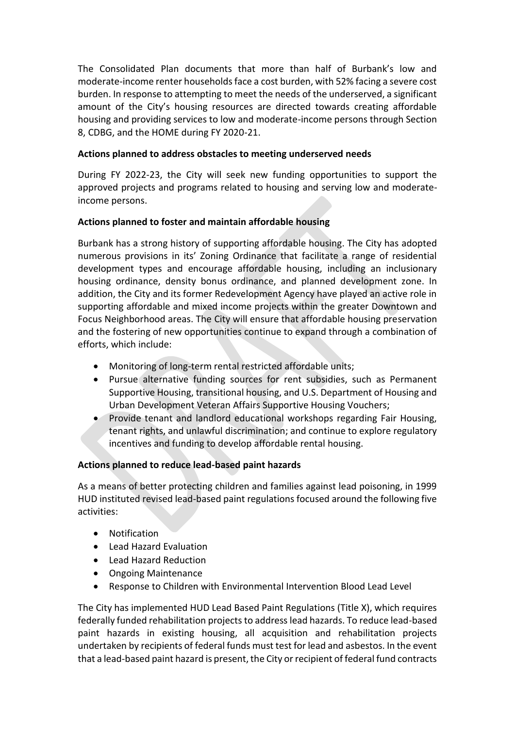The Consolidated Plan documents that more than half of Burbank's low and moderate-income renter households face a cost burden, with 52% facing a severe cost burden. In response to attempting to meet the needs of the underserved, a significant amount of the City's housing resources are directed towards creating affordable housing and providing services to low and moderate-income persons through Section 8, CDBG, and the HOME during FY 2020-21.

**Actions planned to address obstacles to meeting underserved needs**

During FY 2022-23, the City will seek new funding opportunities to support the approved projects and programs related to housing and serving low and moderate-income persons.

**Actions planned to foster and maintain affordable housing**

Burbank has a strong history of supporting affordable housing. The City has adopted numerous provisions in its' Zoning Ordinance that facilitate a range of residential development types and encourage affordable housing, including an inclusionary housing ordinance, density bonus ordinance, and planned development zone. In addition, the City and its former Redevelopment Agency have played an active role in supporting affordable and mixed income projects within the greater Downtown and Focus Neighborhood areas. The City will ensure that affordable housing preservation and the fostering of new opportunities continue to expand through a combination of efforts, which include:

- Monitoring of long-term rental restricted affordable units;
- Pursue alternative funding sources for rent subsidies, such as Permanent Supportive Housing, transitional housing, and U.S. Department of Housing and Urban Development Veteran Affairs Supportive Housing Vouchers;
- Provide tenant and landlord educational workshops regarding Fair Housing, tenant rights, and unlawful discrimination; and continue to explore regulatory incentives and funding to develop affordable rental housing.

**Actions planned to reduce lead-based paint hazards**

As a means of better protecting children and families against lead poisoning, in 1999 HUD instituted revised lead-based paint regulations focused around the following five activities:

- Notification
- Lead Hazard Evaluation
- Lead Hazard Reduction
- Ongoing Maintenance
- Response to Children with Environmental Intervention Blood Lead Level

The City has implemented HUD Lead Based Paint Regulations (Title X), which requires federally funded rehabilitation projects to address lead hazards. To reduce lead-based paint hazards in existing housing, all acquisition and rehabilitation projects undertaken by recipients of federal funds must test for lead and asbestos. In the event that a lead-based paint hazard is present, the City or recipient of federal fund contracts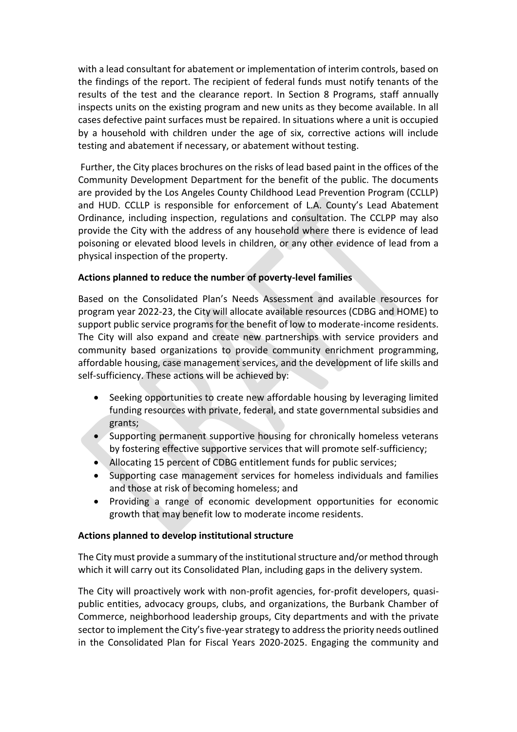with a lead consultant for abatement or implementation of interim controls, based on the findings of the report. The recipient of federal funds must notify tenants of the results of the test and the clearance report. In Section 8 Programs, staff annually inspects units on the existing program and new units as they become available. In all cases defective paint surfaces must be repaired. In situations where a unit is occupied by a household with children under the age of six, corrective actions will include testing and abatement if necessary, or abatement without testing.

Further, the City places brochures on the risks of lead based paint in the offices of the Community Development Department for the benefit of the public. The documents are provided by the Los Angeles County Childhood Lead Prevention Program (CCLLP) and HUD. CCLLP is responsible for enforcement of L.A. County's Lead Abatement Ordinance, including inspection, regulations and consultation. The CCLPP may also provide the City with the address of any household where there is evidence of lead poisoning or elevated blood levels in children, or any other evidence of lead from a physical inspection of the property.

**Actions planned to reduce the number of poverty-level families**

Based on the Consolidated Plan's Needs Assessment and available resources for program year 2022-23, the City will allocate available resources (CDBG and HOME) to support public service programs for the benefit of low to moderate-income residents. The City will also expand and create new partnerships with service providers and community based organizations to provide community enrichment programming, affordable housing, case management services, and the development of life skills and self-sufficiency. These actions will be achieved by:

- Seeking opportunities to create new affordable housing by leveraging limited funding resources with private, federal, and state governmental subsidies and grants;
- Supporting permanent supportive housing for chronically homeless veterans by fostering effective supportive services that will promote self-sufficiency;
- Allocating 15 percent of CDBG entitlement funds for public services;
- Supporting case management services for homeless individuals and families and those at risk of becoming homeless; and
- Providing a range of economic development opportunities for economic growth that may benefit low to moderate income residents.

**Actions planned to develop institutional structure**

The City must provide a summary of the institutional structure and/or method through which it will carry out its Consolidated Plan, including gaps in the delivery system.

The City will proactively work with non-profit agencies, for-profit developers, quasi-public entities, advocacy groups, clubs, and organizations, the Burbank Chamber of Commerce, neighborhood leadership groups, City departments and with the private sector to implement the City's five-year strategy to address the priority needs outlined in the Consolidated Plan for Fiscal Years 2020-2025. Engaging the community and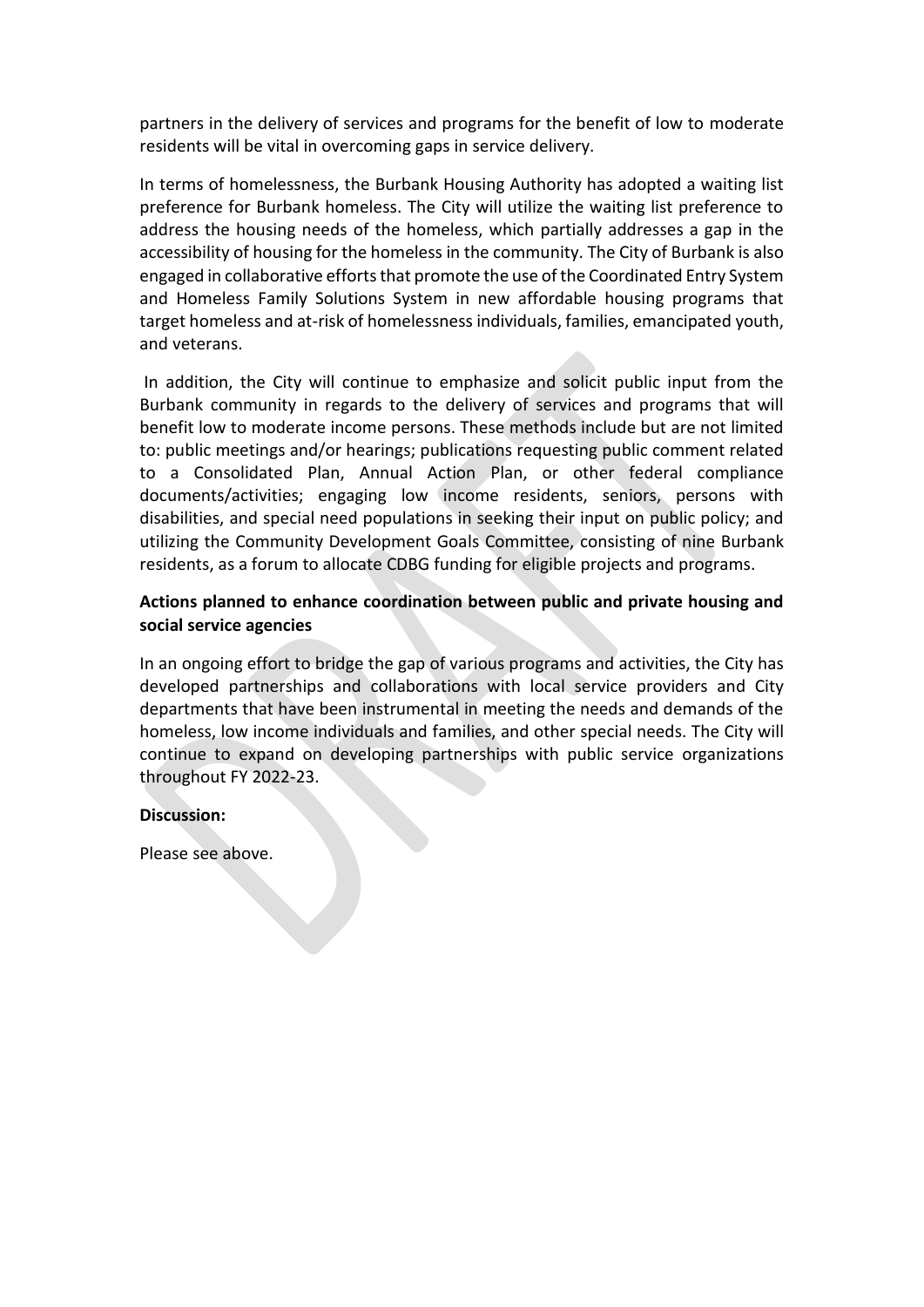partners in the delivery of services and programs for the benefit of low to moderate residents will be vital in overcoming gaps in service delivery.

In terms of homelessness, the Burbank Housing Authority has adopted a waiting list preference for Burbank homeless. The City will utilize the waiting list preference to address the housing needs of the homeless, which partially addresses a gap in the accessibility of housing for the homeless in the community. The City of Burbank is also engaged in collaborative efforts that promote the use of the Coordinated Entry System and Homeless Family Solutions System in new affordable housing programs that target homeless and at-risk of homelessness individuals, families, emancipated youth, and veterans.

In addition, the City will continue to emphasize and solicit public input from the Burbank community in regards to the delivery of services and programs that will benefit low to moderate income persons. These methods include but are not limited to: public meetings and/or hearings; publications requesting public comment related to a Consolidated Plan, Annual Action Plan, or other federal compliance documents/activities; engaging low income residents, seniors, persons with disabilities, and special need populations in seeking their input on public policy; and utilizing the Community Development Goals Committee, consisting of nine Burbank residents, as a forum to allocate CDBG funding for eligible projects and programs.

**Actions planned to enhance coordination between public and private housing and social service agencies**

In an ongoing effort to bridge the gap of various programs and activities, the City has developed partnerships and collaborations with local service providers and City departments that have been instrumental in meeting the needs and demands of the homeless, low income individuals and families, and other special needs. The City will continue to expand on developing partnerships with public service organizations throughout FY 2022-23.

**Discussion:**

Please see above.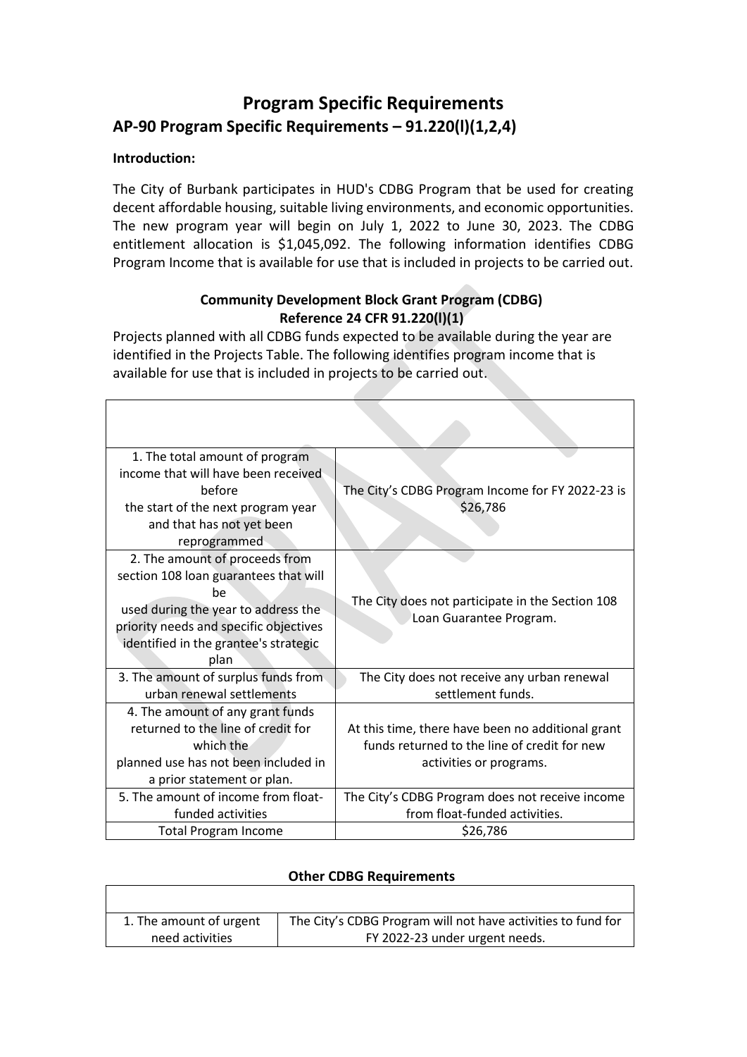# Program Specific Requirements

## AP-90 Program Specific Requirements – 91.220(l)(1,2,4)

**Introduction:**

The City of Burbank participates in HUD's CDBG Program that be used for creating decent affordable housing, suitable living environments, and economic opportunities. The new program year will begin on July 1, 2022 to June 30, 2023. The CDBG entitlement allocation is $1,045,092. The following information identifies CDBG Program Income that is available for use that is included in projects to be carried out.

**Community Development Block Grant Program (CDBG)**
**Reference 24 CFR 91.220(l)(1)**

Projects planned with all CDBG funds expected to be available during the year are identified in the Projects Table. The following identifies program income that is available for use that is included in projects to be carried out.

| | |
|---|---|
| 1. The total amount of program income that will have been received before the start of the next program year and that has not yet been reprogrammed | The City's CDBG Program Income for FY 2022-23 is $26,786 |
| 2. The amount of proceeds from section 108 loan guarantees that will be used during the year to address the priority needs and specific objectives identified in the grantee's strategic plan | The City does not participate in the Section 108 Loan Guarantee Program. |
| 3. The amount of surplus funds from urban renewal settlements | The City does not receive any urban renewal settlement funds. |
| 4. The amount of any grant funds returned to the line of credit for which the planned use has not been included in a prior statement or plan. | At this time, there have been no additional grant funds returned to the line of credit for new activities or programs. |
| 5. The amount of income from float-funded activities | The City's CDBG Program does not receive income from float-funded activities. |
| Total Program Income | $26,786 |

**Other CDBG Requirements**

| | |
|---|---|
| 1. The amount of urgent need activities | The City's CDBG Program will not have activities to fund for FY 2022-23 under urgent needs. |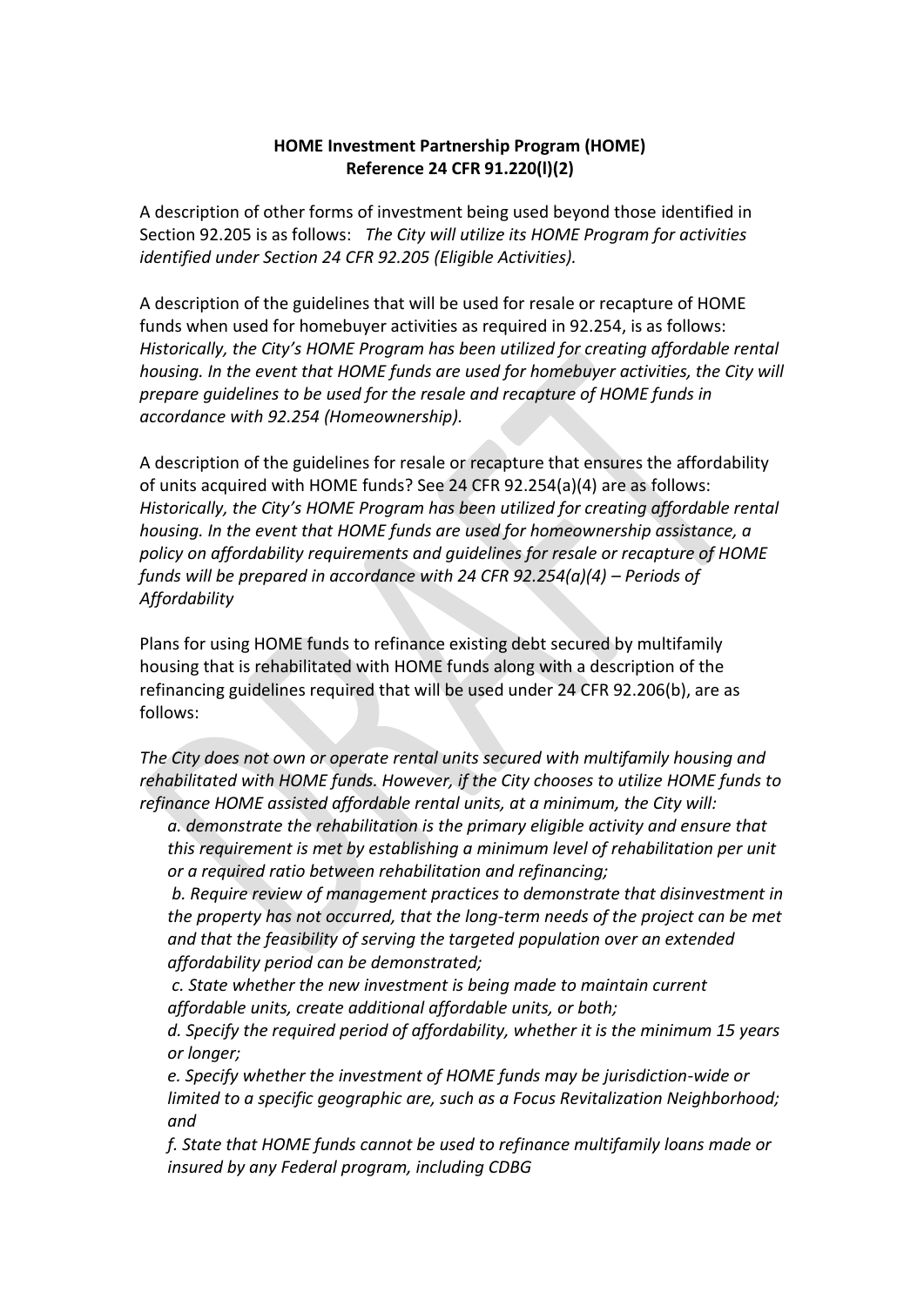**HOME Investment Partnership Program (HOME)**
**Reference 24 CFR 91.220(l)(2)**

A description of other forms of investment being used beyond those identified in Section 92.205 is as follows: *The City will utilize its HOME Program for activities identified under Section 24 CFR 92.205 (Eligible Activities).*

A description of the guidelines that will be used for resale or recapture of HOME funds when used for homebuyer activities as required in 92.254, is as follows: *Historically, the City's HOME Program has been utilized for creating affordable rental housing. In the event that HOME funds are used for homebuyer activities, the City will prepare guidelines to be used for the resale and recapture of HOME funds in accordance with 92.254 (Homeownership).*

A description of the guidelines for resale or recapture that ensures the affordability of units acquired with HOME funds? See 24 CFR 92.254(a)(4) are as follows: *Historically, the City's HOME Program has been utilized for creating affordable rental housing. In the event that HOME funds are used for homeownership assistance, a policy on affordability requirements and guidelines for resale or recapture of HOME funds will be prepared in accordance with 24 CFR 92.254(a)(4) – Periods of Affordability*

Plans for using HOME funds to refinance existing debt secured by multifamily housing that is rehabilitated with HOME funds along with a description of the refinancing guidelines required that will be used under 24 CFR 92.206(b), are as follows:

*The City does not own or operate rental units secured with multifamily housing and rehabilitated with HOME funds. However, if the City chooses to utilize HOME funds to refinance HOME assisted affordable rental units, at a minimum, the City will:*

*a. demonstrate the rehabilitation is the primary eligible activity and ensure that this requirement is met by establishing a minimum level of rehabilitation per unit or a required ratio between rehabilitation and refinancing;*

*b. Require review of management practices to demonstrate that disinvestment in the property has not occurred, that the long-term needs of the project can be met and that the feasibility of serving the targeted population over an extended affordability period can be demonstrated;*

*c. State whether the new investment is being made to maintain current affordable units, create additional affordable units, or both;*

*d. Specify the required period of affordability, whether it is the minimum 15 years or longer;*

*e. Specify whether the investment of HOME funds may be jurisdiction-wide or limited to a specific geographic are, such as a Focus Revitalization Neighborhood; and*

*f. State that HOME funds cannot be used to refinance multifamily loans made or insured by any Federal program, including CDBG*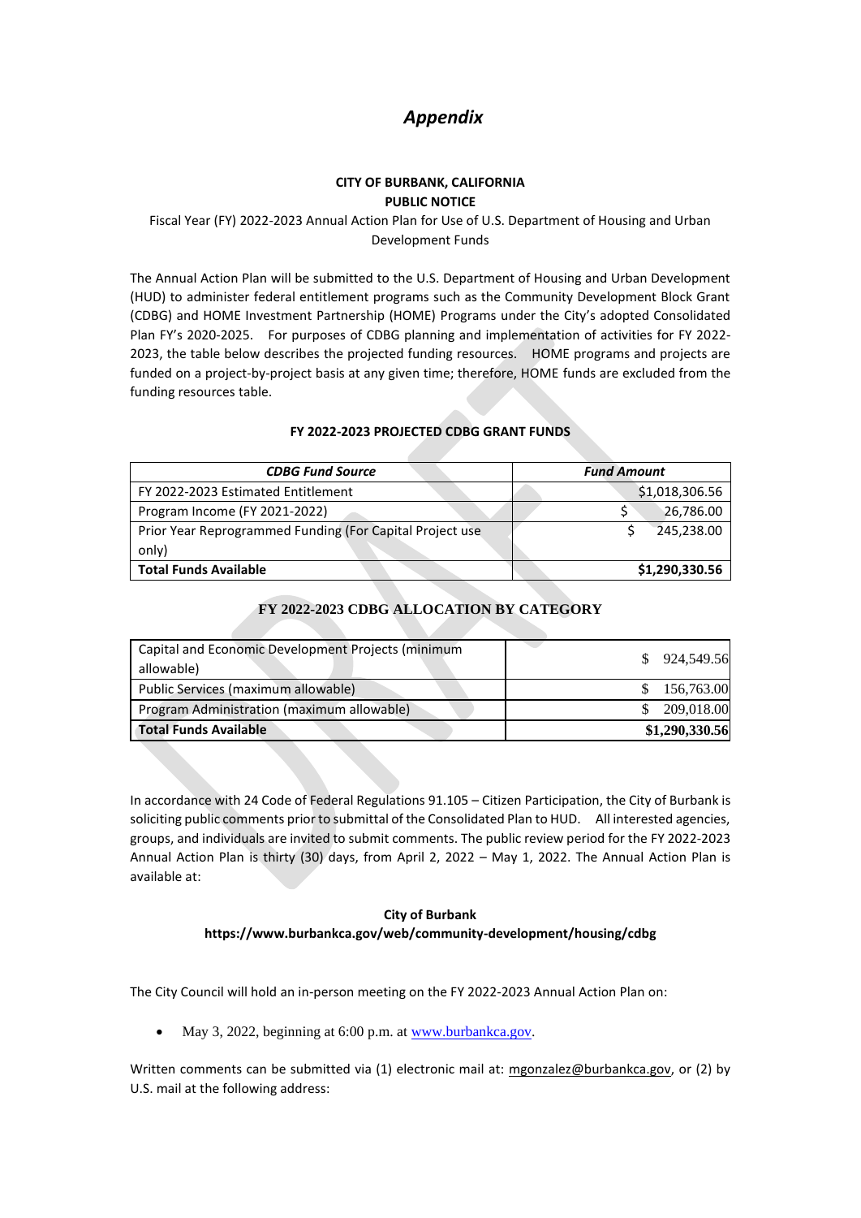# *Appendix*

**CITY OF BURBANK, CALIFORNIA**
**PUBLIC NOTICE**

Fiscal Year (FY) 2022-2023 Annual Action Plan for Use of U.S. Department of Housing and Urban Development Funds

The Annual Action Plan will be submitted to the U.S. Department of Housing and Urban Development (HUD) to administer federal entitlement programs such as the Community Development Block Grant (CDBG) and HOME Investment Partnership (HOME) Programs under the City's adopted Consolidated Plan FY's 2020-2025. For purposes of CDBG planning and implementation of activities for FY 2022-2023, the table below describes the projected funding resources. HOME programs and projects are funded on a project-by-project basis at any given time; therefore, HOME funds are excluded from the funding resources table.

**FY 2022-2023 PROJECTED CDBG GRANT FUNDS**

| *CDBG Fund Source* | *Fund Amount* |
|---|---|
| FY 2022-2023 Estimated Entitlement | $1,018,306.56 |
| Program Income (FY 2021-2022) | $ 26,786.00 |
| Prior Year Reprogrammed Funding (For Capital Project use only) | $ 245,238.00 |
| **Total Funds Available** | **$1,290,330.56** |

**FY 2022-2023 CDBG ALLOCATION BY CATEGORY**

| | |
|---|---|
| Capital and Economic Development Projects (minimum allowable) | $ 924,549.56 |
| Public Services (maximum allowable) | $ 156,763.00 |
| Program Administration (maximum allowable) | $ 209,018.00 |
| **Total Funds Available** | **$1,290,330.56** |

In accordance with 24 Code of Federal Regulations 91.105 – Citizen Participation, the City of Burbank is soliciting public comments prior to submittal of the Consolidated Plan to HUD. All interested agencies, groups, and individuals are invited to submit comments. The public review period for the FY 2022-2023 Annual Action Plan is thirty (30) days, from April 2, 2022 – May 1, 2022. The Annual Action Plan is available at:

**City of Burbank**
**https://www.burbankca.gov/web/community-development/housing/cdbg**

The City Council will hold an in-person meeting on the FY 2022-2023 Annual Action Plan on:

- May 3, 2022, beginning at 6:00 p.m. at www.burbankca.gov.

Written comments can be submitted via (1) electronic mail at: mgonzalez@burbankca.gov, or (2) by U.S. mail at the following address: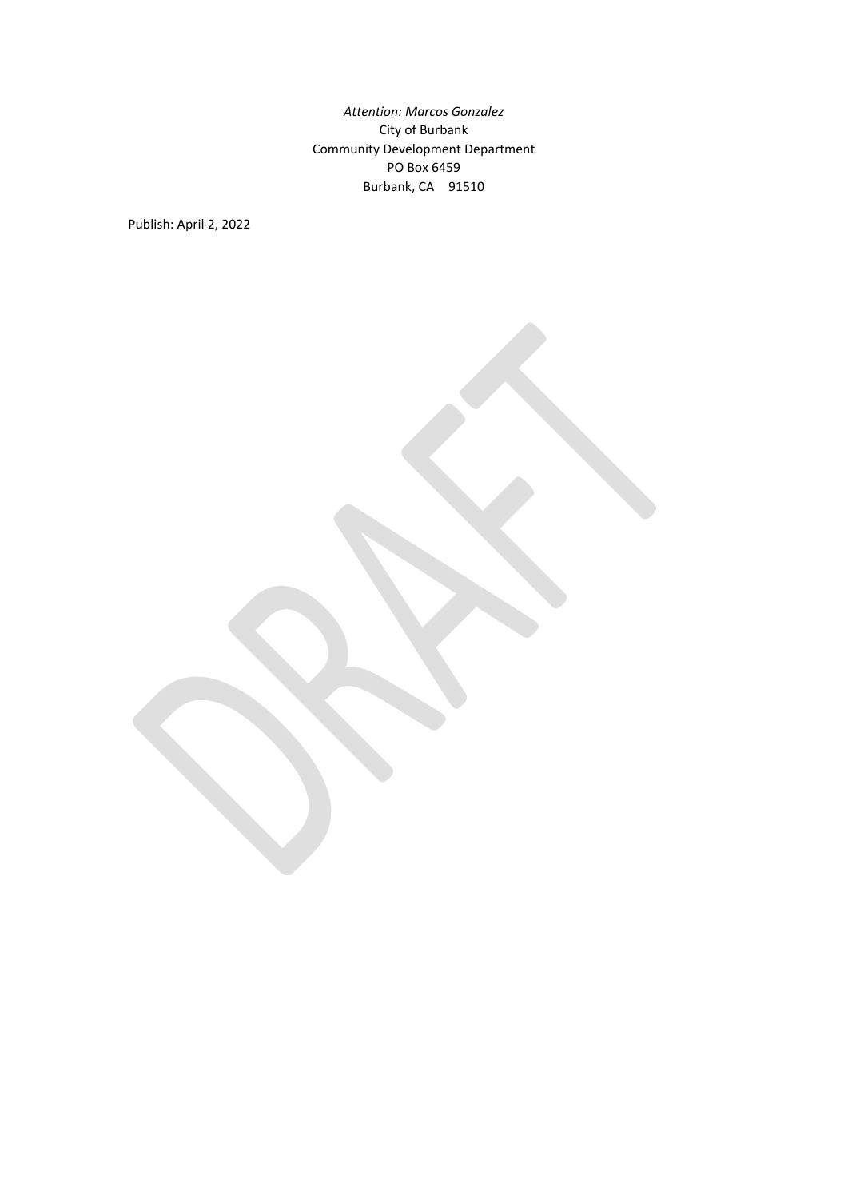*Attention: Marcos Gonzalez*
City of Burbank
Community Development Department
PO Box 6459
Burbank, CA 91510

Publish: April 2, 2022

DRAFT